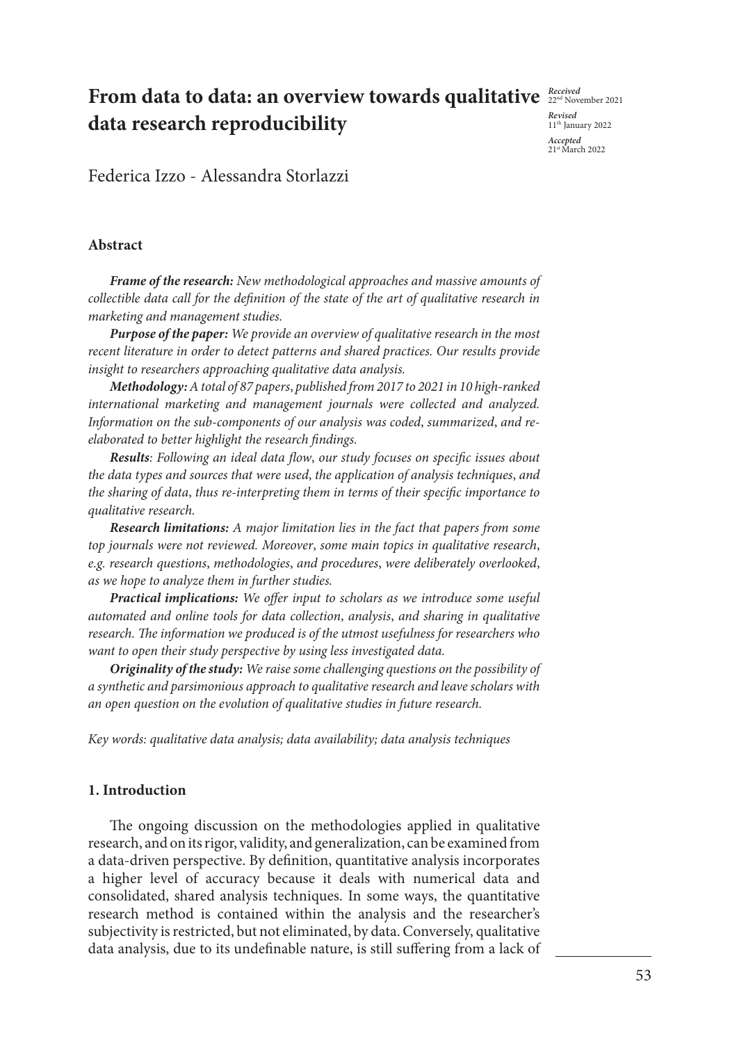# From data to data: an overview towards qualitative data research reproducibility

*Received* 22nd November 2021
*Revised* 11th January 2022
*Accepted* 21st March 2022

Federica Izzo - Alessandra Storlazzi

## Abstract

***Frame of the research:*** *New methodological approaches and massive amounts of collectible data call for the definition of the state of the art of qualitative research in marketing and management studies.*

***Purpose of the paper:*** *We provide an overview of qualitative research in the most recent literature in order to detect patterns and shared practices. Our results provide insight to researchers approaching qualitative data analysis.*

***Methodology:*** *A total of 87 papers, published from 2017 to 2021 in 10 high-ranked international marketing and management journals were collected and analyzed. Information on the sub-components of our analysis was coded, summarized, and re-elaborated to better highlight the research findings.*

***Results****: Following an ideal data flow, our study focuses on specific issues about the data types and sources that were used, the application of analysis techniques, and the sharing of data, thus re-interpreting them in terms of their specific importance to qualitative research.*

***Research limitations:*** *A major limitation lies in the fact that papers from some top journals were not reviewed. Moreover, some main topics in qualitative research, e.g. research questions, methodologies, and procedures, were deliberately overlooked, as we hope to analyze them in further studies.*

***Practical implications:*** *We offer input to scholars as we introduce some useful automated and online tools for data collection, analysis, and sharing in qualitative research. The information we produced is of the utmost usefulness for researchers who want to open their study perspective by using less investigated data.*

***Originality of the study:*** *We raise some challenging questions on the possibility of a synthetic and parsimonious approach to qualitative research and leave scholars with an open question on the evolution of qualitative studies in future research.*

*Key words: qualitative data analysis; data availability; data analysis techniques*

## 1. Introduction

The ongoing discussion on the methodologies applied in qualitative research, and on its rigor, validity, and generalization, can be examined from a data-driven perspective. By definition, quantitative analysis incorporates a higher level of accuracy because it deals with numerical data and consolidated, shared analysis techniques. In some ways, the quantitative research method is contained within the analysis and the researcher's subjectivity is restricted, but not eliminated, by data. Conversely, qualitative data analysis, due to its undefinable nature, is still suffering from a lack of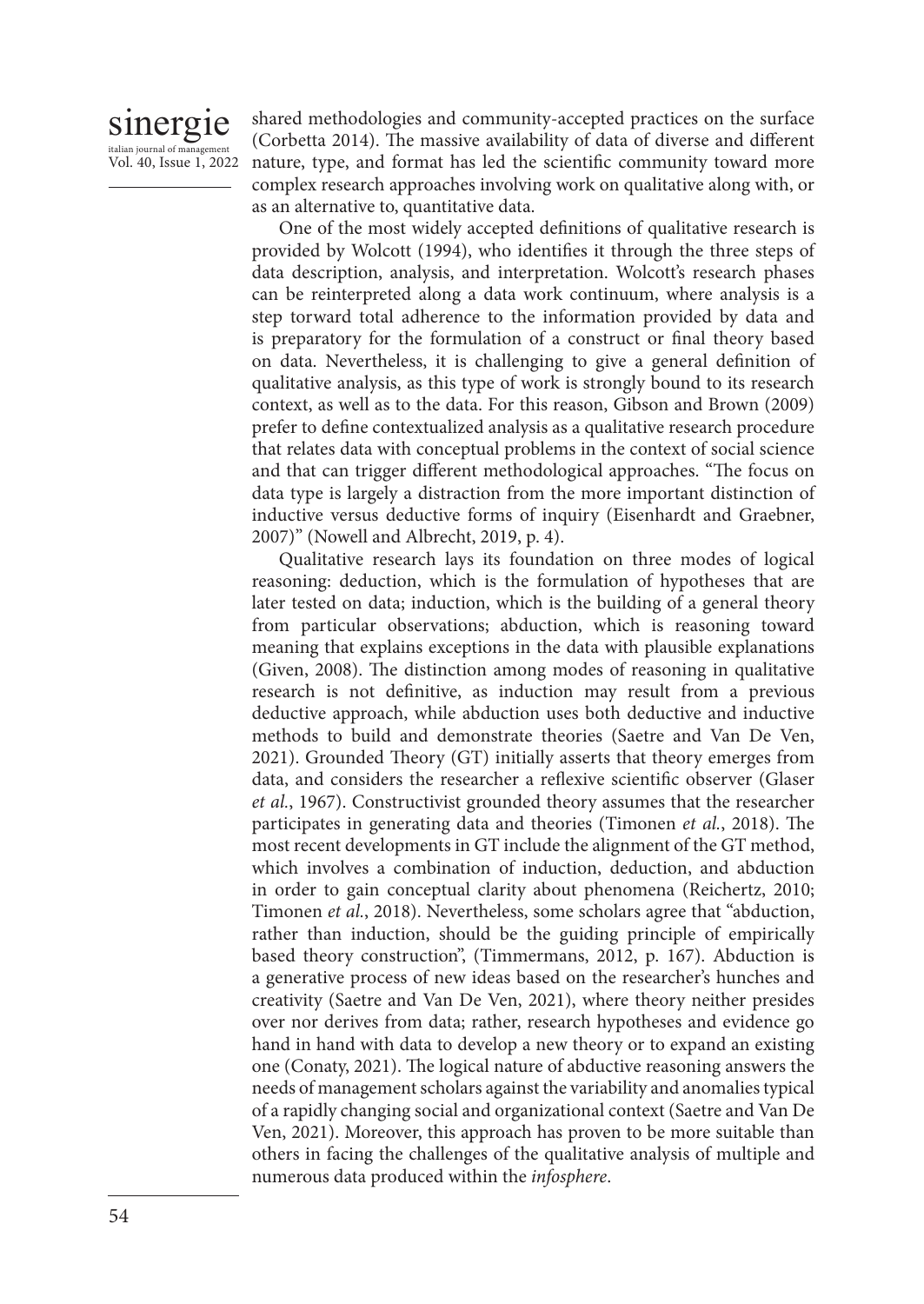shared methodologies and community-accepted practices on the surface (Corbetta 2014). The massive availability of data of diverse and different nature, type, and format has led the scientific community toward more complex research approaches involving work on qualitative along with, or as an alternative to, quantitative data.

One of the most widely accepted definitions of qualitative research is provided by Wolcott (1994), who identifies it through the three steps of data description, analysis, and interpretation. Wolcott's research phases can be reinterpreted along a data work continuum, where analysis is a step torward total adherence to the information provided by data and is preparatory for the formulation of a construct or final theory based on data. Nevertheless, it is challenging to give a general definition of qualitative analysis, as this type of work is strongly bound to its research context, as well as to the data. For this reason, Gibson and Brown (2009) prefer to define contextualized analysis as a qualitative research procedure that relates data with conceptual problems in the context of social science and that can trigger different methodological approaches. "The focus on data type is largely a distraction from the more important distinction of inductive versus deductive forms of inquiry (Eisenhardt and Graebner, 2007)" (Nowell and Albrecht, 2019, p. 4).

Qualitative research lays its foundation on three modes of logical reasoning: deduction, which is the formulation of hypotheses that are later tested on data; induction, which is the building of a general theory from particular observations; abduction, which is reasoning toward meaning that explains exceptions in the data with plausible explanations (Given, 2008). The distinction among modes of reasoning in qualitative research is not definitive, as induction may result from a previous deductive approach, while abduction uses both deductive and inductive methods to build and demonstrate theories (Saetre and Van De Ven, 2021). Grounded Theory (GT) initially asserts that theory emerges from data, and considers the researcher a reflexive scientific observer (Glaser *et al.*, 1967). Constructivist grounded theory assumes that the researcher participates in generating data and theories (Timonen *et al.*, 2018). The most recent developments in GT include the alignment of the GT method, which involves a combination of induction, deduction, and abduction in order to gain conceptual clarity about phenomena (Reichertz, 2010; Timonen *et al.*, 2018). Nevertheless, some scholars agree that "abduction, rather than induction, should be the guiding principle of empirically based theory construction", (Timmermans, 2012, p. 167). Abduction is a generative process of new ideas based on the researcher's hunches and creativity (Saetre and Van De Ven, 2021), where theory neither presides over nor derives from data; rather, research hypotheses and evidence go hand in hand with data to develop a new theory or to expand an existing one (Conaty, 2021). The logical nature of abductive reasoning answers the needs of management scholars against the variability and anomalies typical of a rapidly changing social and organizational context (Saetre and Van De Ven, 2021). Moreover, this approach has proven to be more suitable than others in facing the challenges of the qualitative analysis of multiple and numerous data produced within the *infosphere*.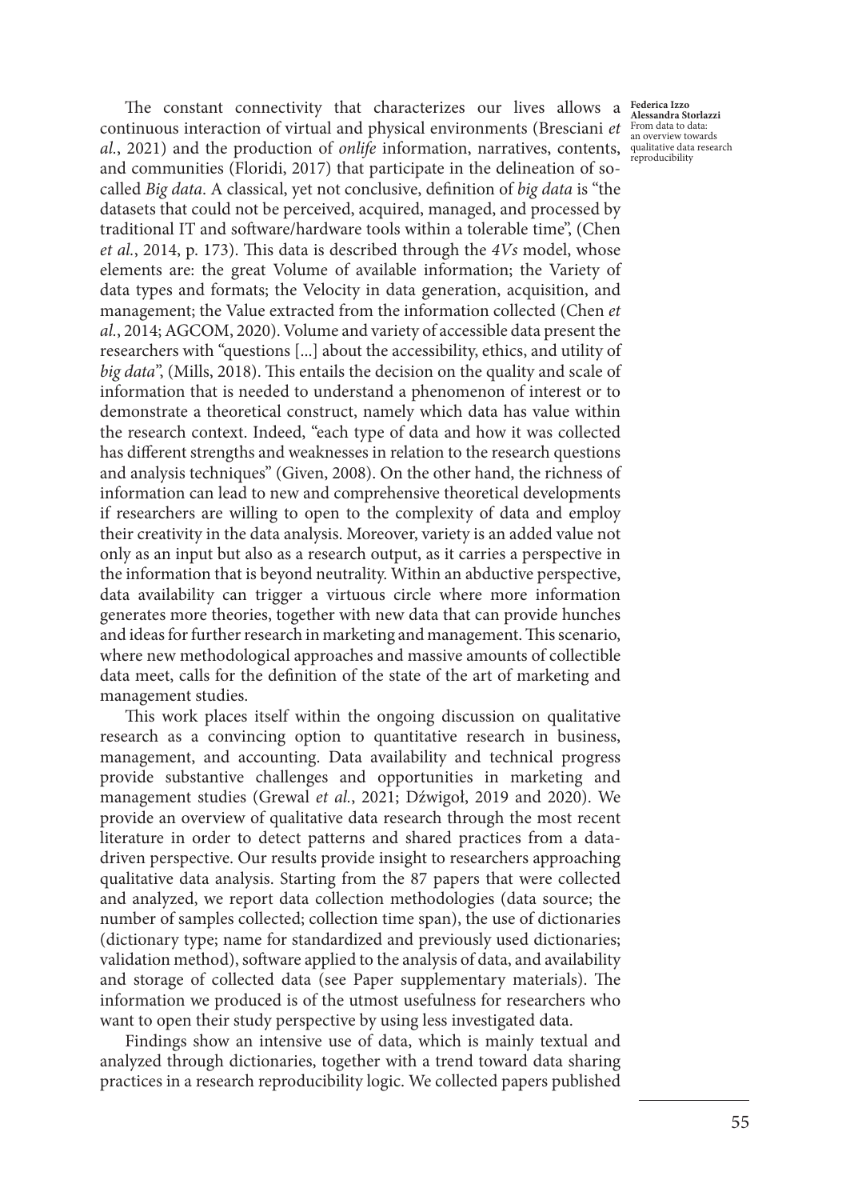The constant connectivity that characterizes our lives allows a continuous interaction of virtual and physical environments (Bresciani *et al.*, 2021) and the production of *onlife* information, narratives, contents, and communities (Floridi, 2017) that participate in the delineation of so-called *Big data*. A classical, yet not conclusive, definition of *big data* is "the datasets that could not be perceived, acquired, managed, and processed by traditional IT and software/hardware tools within a tolerable time", (Chen *et al.*, 2014, p. 173). This data is described through the *4Vs* model, whose elements are: the great Volume of available information; the Variety of data types and formats; the Velocity in data generation, acquisition, and management; the Value extracted from the information collected (Chen *et al.*, 2014; AGCOM, 2020). Volume and variety of accessible data present the researchers with "questions [...] about the accessibility, ethics, and utility of *big data*", (Mills, 2018). This entails the decision on the quality and scale of information that is needed to understand a phenomenon of interest or to demonstrate a theoretical construct, namely which data has value within the research context. Indeed, "each type of data and how it was collected has different strengths and weaknesses in relation to the research questions and analysis techniques" (Given, 2008). On the other hand, the richness of information can lead to new and comprehensive theoretical developments if researchers are willing to open to the complexity of data and employ their creativity in the data analysis. Moreover, variety is an added value not only as an input but also as a research output, as it carries a perspective in the information that is beyond neutrality. Within an abductive perspective, data availability can trigger a virtuous circle where more information generates more theories, together with new data that can provide hunches and ideas for further research in marketing and management. This scenario, where new methodological approaches and massive amounts of collectible data meet, calls for the definition of the state of the art of marketing and management studies.

This work places itself within the ongoing discussion on qualitative research as a convincing option to quantitative research in business, management, and accounting. Data availability and technical progress provide substantive challenges and opportunities in marketing and management studies (Grewal *et al.*, 2021; Dźwigoł, 2019 and 2020). We provide an overview of qualitative data research through the most recent literature in order to detect patterns and shared practices from a data-driven perspective. Our results provide insight to researchers approaching qualitative data analysis. Starting from the 87 papers that were collected and analyzed, we report data collection methodologies (data source; the number of samples collected; collection time span), the use of dictionaries (dictionary type; name for standardized and previously used dictionaries; validation method), software applied to the analysis of data, and availability and storage of collected data (see Paper supplementary materials). The information we produced is of the utmost usefulness for researchers who want to open their study perspective by using less investigated data.

Findings show an intensive use of data, which is mainly textual and analyzed through dictionaries, together with a trend toward data sharing practices in a research reproducibility logic. We collected papers published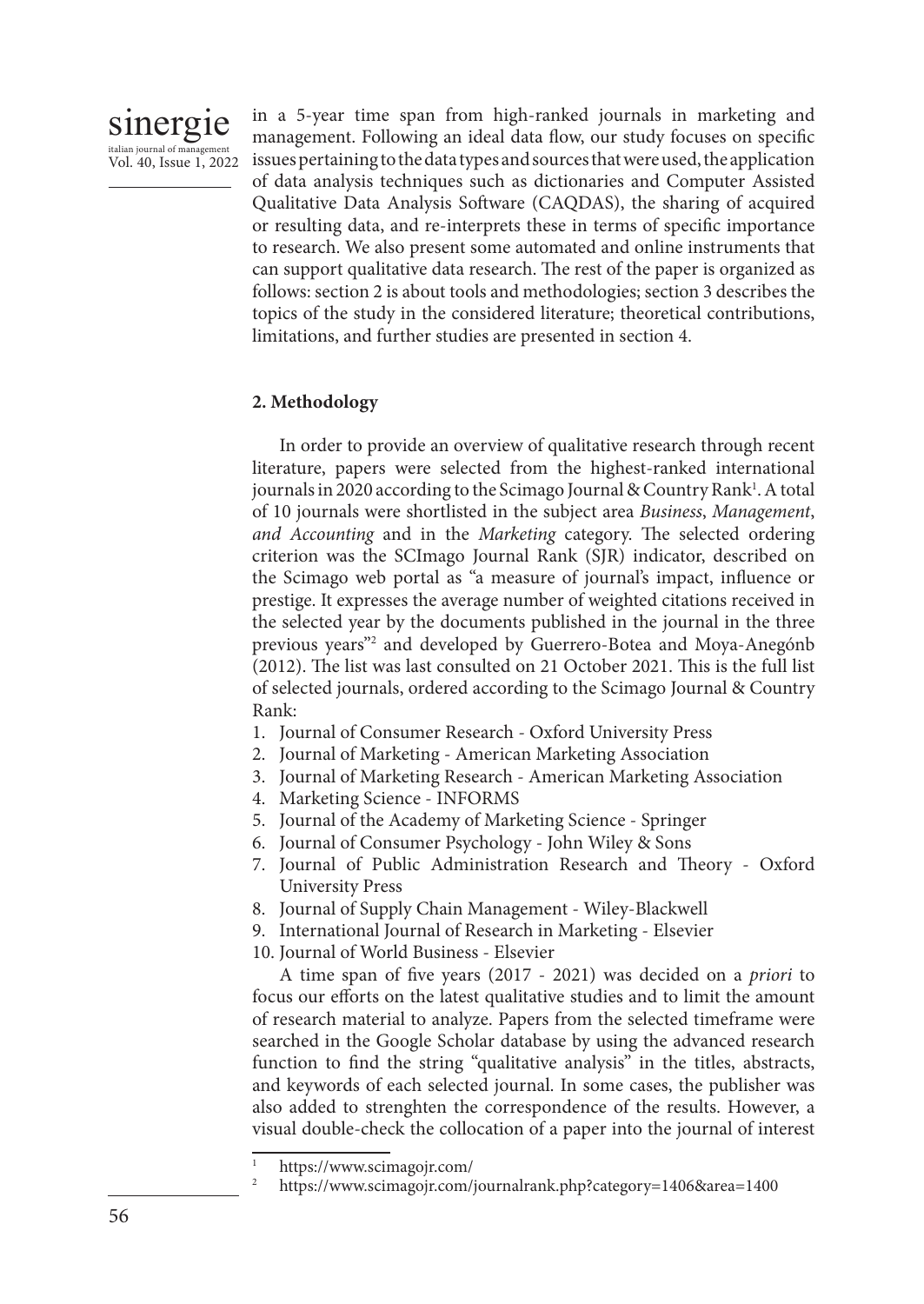in a 5-year time span from high-ranked journals in marketing and management. Following an ideal data flow, our study focuses on specific issues pertaining to the data types and sources that were used, the application of data analysis techniques such as dictionaries and Computer Assisted Qualitative Data Analysis Software (CAQDAS), the sharing of acquired or resulting data, and re-interprets these in terms of specific importance to research. We also present some automated and online instruments that can support qualitative data research. The rest of the paper is organized as follows: section 2 is about tools and methodologies; section 3 describes the topics of the study in the considered literature; theoretical contributions, limitations, and further studies are presented in section 4.

## 2. Methodology

In order to provide an overview of qualitative research through recent literature, papers were selected from the highest-ranked international journals in 2020 according to the Scimago Journal & Country Rank[1]. A total of 10 journals were shortlisted in the subject area *Business*, *Management*, *and Accounting* and in the *Marketing* category. The selected ordering criterion was the SCImago Journal Rank (SJR) indicator, described on the Scimago web portal as "a measure of journal's impact, influence or prestige. It expresses the average number of weighted citations received in the selected year by the documents published in the journal in the three previous years"[2] and developed by Guerrero-Botea and Moya-Anegónb (2012). The list was last consulted on 21 October 2021. This is the full list of selected journals, ordered according to the Scimago Journal & Country Rank:

1. Journal of Consumer Research - Oxford University Press
2. Journal of Marketing - American Marketing Association
3. Journal of Marketing Research - American Marketing Association
4. Marketing Science - INFORMS
5. Journal of the Academy of Marketing Science - Springer
6. Journal of Consumer Psychology - John Wiley & Sons
7. Journal of Public Administration Research and Theory - Oxford University Press
8. Journal of Supply Chain Management - Wiley-Blackwell
9. International Journal of Research in Marketing - Elsevier
10. Journal of World Business - Elsevier

A time span of five years (2017 - 2021) was decided on a *priori* to focus our efforts on the latest qualitative studies and to limit the amount of research material to analyze. Papers from the selected timeframe were searched in the Google Scholar database by using the advanced research function to find the string "qualitative analysis" in the titles, abstracts, and keywords of each selected journal. In some cases, the publisher was also added to strenghten the correspondence of the results. However, a visual double-check the collocation of a paper into the journal of interest

[1] https://www.scimagojr.com/

[2] https://www.scimagojr.com/journalrank.php?category=1406&area=1400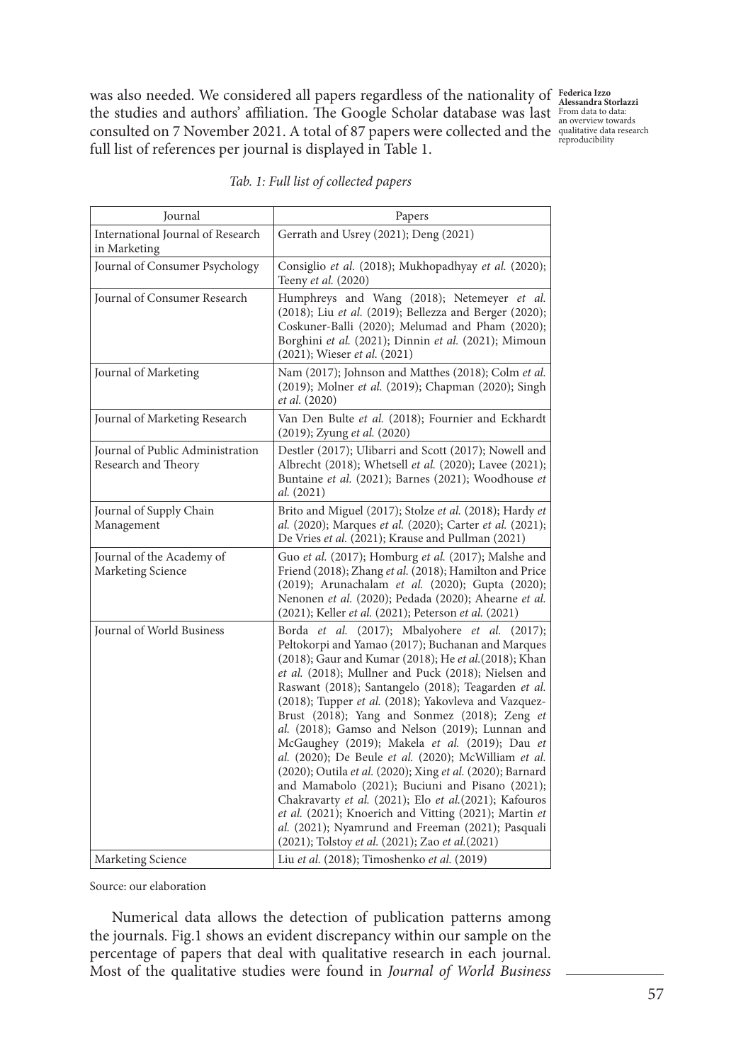was also needed. We considered all papers regardless of the nationality of the studies and authors' affiliation. The Google Scholar database was last consulted on 7 November 2021. A total of 87 papers were collected and the full list of references per journal is displayed in Table 1.

*Tab. 1: Full list of collected papers*

| Journal | Papers |
|---|---|
| International Journal of Research in Marketing | Gerrath and Usrey (2021); Deng (2021) |
| Journal of Consumer Psychology | Consiglio *et al.* (2018); Mukhopadhyay *et al.* (2020); Teeny *et al.* (2020) |
| Journal of Consumer Research | Humphreys and Wang (2018); Netemeyer *et al.* (2018); Liu *et al.* (2019); Bellezza and Berger (2020); Coskuner-Balli (2020); Melumad and Pham (2020); Borghini *et al.* (2021); Dinnin *et al.* (2021); Mimoun (2021); Wieser *et al.* (2021) |
| Journal of Marketing | Nam (2017); Johnson and Matthes (2018); Colm *et al.* (2019); Molner *et al.* (2019); Chapman (2020); Singh *et al.* (2020) |
| Journal of Marketing Research | Van Den Bulte *et al.* (2018); Fournier and Eckhardt (2019); Zyung *et al.* (2020) |
| Journal of Public Administration Research and Theory | Destler (2017); Ulibarri and Scott (2017); Nowell and Albrecht (2018); Whetsell *et al.* (2020); Lavee (2021); Buntaine *et al.* (2021); Barnes (2021); Woodhouse *et al.* (2021) |
| Journal of Supply Chain Management | Brito and Miguel (2017); Stolze *et al.* (2018); Hardy *et al.* (2020); Marques *et al.* (2020); Carter *et al.* (2021); De Vries *et al.* (2021); Krause and Pullman (2021) |
| Journal of the Academy of Marketing Science | Guo *et al.* (2017); Homburg *et al.* (2017); Malshe and Friend (2018); Zhang *et al.* (2018); Hamilton and Price (2019); Arunachalam *et al.* (2020); Gupta (2020); Nenonen *et al.* (2020); Pedada (2020); Ahearne *et al.* (2021); Keller *et al.* (2021); Peterson *et al.* (2021) |
| Journal of World Business | Borda *et al.* (2017); Mbalyohere *et al.* (2017); Peltokorpi and Yamao (2017); Buchanan and Marques (2018); Gaur and Kumar (2018); He *et al.*(2018); Khan *et al.* (2018); Mullner and Puck (2018); Nielsen and Raswant (2018); Santangelo (2018); Teagarden *et al.* (2018); Tupper *et al.* (2018); Yakovleva and Vazquez-Brust (2018); Yang and Sonmez (2018); Zeng *et al.* (2018); Gamso and Nelson (2019); Lunnan and McGaughey (2019); Makela *et al.* (2019); Dau *et al.* (2020); De Beule *et al.* (2020); McWilliam *et al.* (2020); Outila *et al.* (2020); Xing *et al.* (2020); Barnard and Mamabolo (2021); Buciuni and Pisano (2021); Chakravarty *et al.* (2021); Elo *et al.*(2021); Kafouros *et al.* (2021); Knoerich and Vitting (2021); Martin *et al.* (2021); Nyamrund and Freeman (2021); Pasquali (2021); Tolstoy *et al.* (2021); Zao *et al.*(2021) |
| Marketing Science | Liu *et al.* (2018); Timoshenko *et al.* (2019) |

Source: our elaboration

Numerical data allows the detection of publication patterns among the journals. Fig.1 shows an evident discrepancy within our sample on the percentage of papers that deal with qualitative research in each journal. Most of the qualitative studies were found in *Journal of World Business*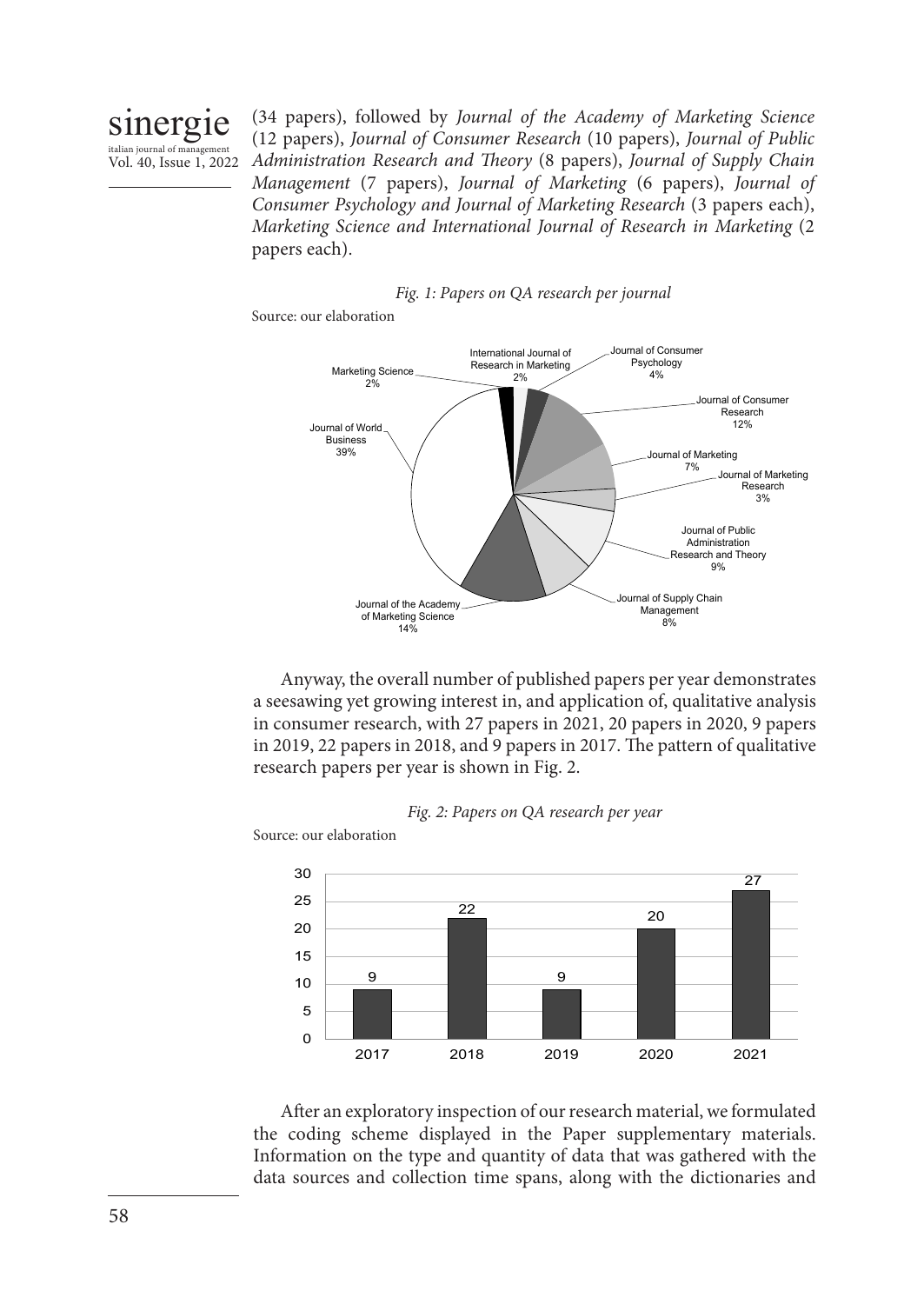(34 papers), followed by *Journal of the Academy of Marketing Science* (12 papers), *Journal of Consumer Research* (10 papers), *Journal of Public Administration Research and Theory* (8 papers), *Journal of Supply Chain Management* (7 papers), *Journal of Marketing* (6 papers), *Journal of Consumer Psychology and Journal of Marketing Research* (3 papers each), *Marketing Science and International Journal of Research in Marketing* (2 papers each).

*Fig. 1: Papers on QA research per journal*

Source: our elaboration

Anyway, the overall number of published papers per year demonstrates a seesawing yet growing interest in, and application of, qualitative analysis in consumer research, with 27 papers in 2021, 20 papers in 2020, 9 papers in 2019, 22 papers in 2018, and 9 papers in 2017. The pattern of qualitative research papers per year is shown in Fig. 2.

*Fig. 2: Papers on QA research per year*

Source: our elaboration

After an exploratory inspection of our research material, we formulated the coding scheme displayed in the Paper supplementary materials. Information on the type and quantity of data that was gathered with the data sources and collection time spans, along with the dictionaries and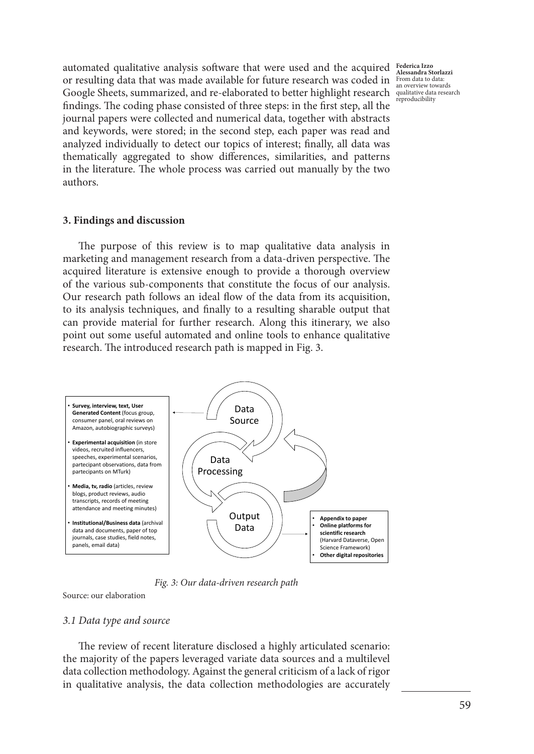automated qualitative analysis software that were used and the acquired or resulting data that was made available for future research was coded in Google Sheets, summarized, and re-elaborated to better highlight research findings. The coding phase consisted of three steps: in the first step, all the journal papers were collected and numerical data, together with abstracts and keywords, were stored; in the second step, each paper was read and analyzed individually to detect our topics of interest; finally, all data was thematically aggregated to show differences, similarities, and patterns in the literature. The whole process was carried out manually by the two authors.

## 3. Findings and discussion

The purpose of this review is to map qualitative data analysis in marketing and management research from a data-driven perspective. The acquired literature is extensive enough to provide a thorough overview of the various sub-components that constitute the focus of our analysis. Our research path follows an ideal flow of the data from its acquisition, to its analysis techniques, and finally to a resulting sharable output that can provide material for further research. Along this itinerary, we also point out some useful automated and online tools to enhance qualitative research. The introduced research path is mapped in Fig. 3.

- **Survey, interview, text, User Generated Content** (focus group, consumer panel, oral reviews on Amazon, autobiographic surveys)
- **Experimental acquisition** (in store videos, recruited influencers, speeches, experimental scenarios, partecipant observations, data from partecipants on MTurk)
- **Media, tv, radio** (articles, review blogs, product reviews, audio transcripts, records of meeting attendance and meeting minutes)
- **Institutional/Business data** (archival data and documents, paper of top journals, case studies, field notes, panels, email data)

Data Source

Data Processing

Output Data

- **Appendix to paper**
- **Online platforms for scientific research** (Harvard Dataverse, Open Science Framework)
- **Other digital repositories**

*Fig. 3: Our data-driven research path*

Source: our elaboration

### *3.1 Data type and source*

The review of recent literature disclosed a highly articulated scenario: the majority of the papers leveraged variate data sources and a multilevel data collection methodology. Against the general criticism of a lack of rigor in qualitative analysis, the data collection methodologies are accurately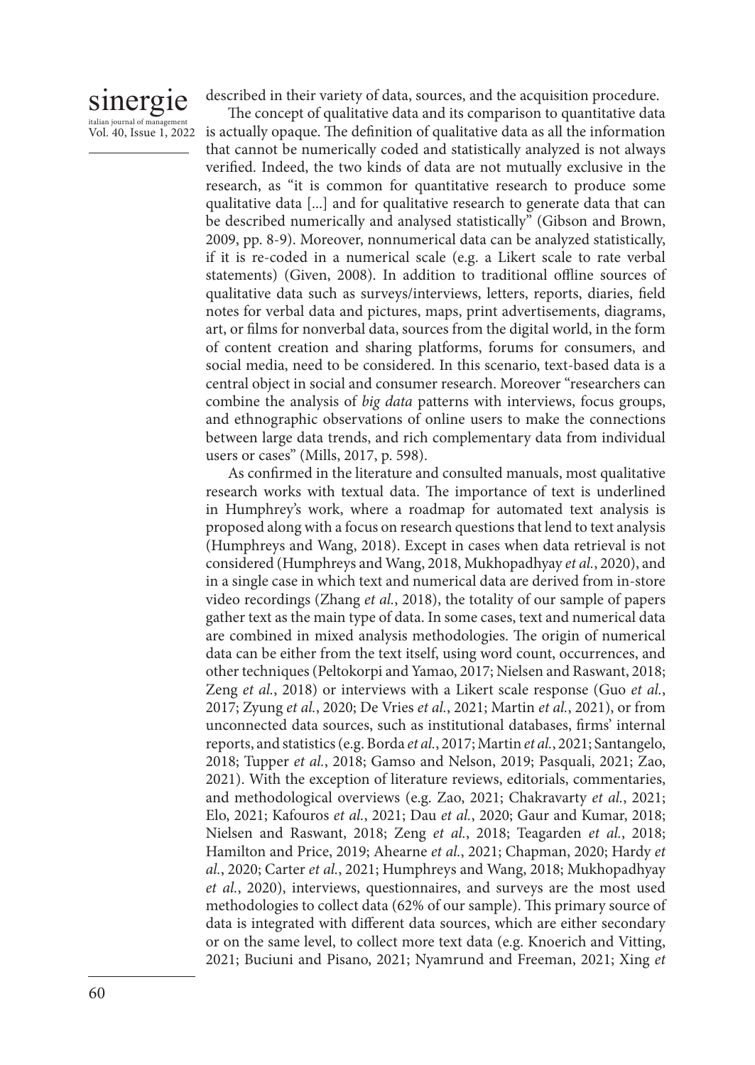described in their variety of data, sources, and the acquisition procedure.

The concept of qualitative data and its comparison to quantitative data is actually opaque. The definition of qualitative data as all the information that cannot be numerically coded and statistically analyzed is not always verified. Indeed, the two kinds of data are not mutually exclusive in the research, as "it is common for quantitative research to produce some qualitative data [...] and for qualitative research to generate data that can be described numerically and analysed statistically" (Gibson and Brown, 2009, pp. 8-9). Moreover, nonnumerical data can be analyzed statistically, if it is re-coded in a numerical scale (e.g. a Likert scale to rate verbal statements) (Given, 2008). In addition to traditional offline sources of qualitative data such as surveys/interviews, letters, reports, diaries, field notes for verbal data and pictures, maps, print advertisements, diagrams, art, or films for nonverbal data, sources from the digital world, in the form of content creation and sharing platforms, forums for consumers, and social media, need to be considered. In this scenario, text-based data is a central object in social and consumer research. Moreover "researchers can combine the analysis of *big data* patterns with interviews, focus groups, and ethnographic observations of online users to make the connections between large data trends, and rich complementary data from individual users or cases" (Mills, 2017, p. 598).

As confirmed in the literature and consulted manuals, most qualitative research works with textual data. The importance of text is underlined in Humphrey's work, where a roadmap for automated text analysis is proposed along with a focus on research questions that lend to text analysis (Humphreys and Wang, 2018). Except in cases when data retrieval is not considered (Humphreys and Wang, 2018, Mukhopadhyay *et al.*, 2020), and in a single case in which text and numerical data are derived from in-store video recordings (Zhang *et al.*, 2018), the totality of our sample of papers gather text as the main type of data. In some cases, text and numerical data are combined in mixed analysis methodologies. The origin of numerical data can be either from the text itself, using word count, occurrences, and other techniques (Peltokorpi and Yamao, 2017; Nielsen and Raswant, 2018; Zeng *et al.*, 2018) or interviews with a Likert scale response (Guo *et al.*, 2017; Zyung *et al.*, 2020; De Vries *et al.*, 2021; Martin *et al.*, 2021), or from unconnected data sources, such as institutional databases, firms' internal reports, and statistics (e.g. Borda *et al.*, 2017; Martin *et al.*, 2021; Santangelo, 2018; Tupper *et al.*, 2018; Gamso and Nelson, 2019; Pasquali, 2021; Zao, 2021). With the exception of literature reviews, editorials, commentaries, and methodological overviews (e.g. Zao, 2021; Chakravarty *et al.*, 2021; Elo, 2021; Kafouros *et al.*, 2021; Dau *et al.*, 2020; Gaur and Kumar, 2018; Nielsen and Raswant, 2018; Zeng *et al.*, 2018; Teagarden *et al.*, 2018; Hamilton and Price, 2019; Ahearne *et al.*, 2021; Chapman, 2020; Hardy *et al.*, 2020; Carter *et al.*, 2021; Humphreys and Wang, 2018; Mukhopadhyay *et al.*, 2020), interviews, questionnaires, and surveys are the most used methodologies to collect data (62% of our sample). This primary source of data is integrated with different data sources, which are either secondary or on the same level, to collect more text data (e.g. Knoerich and Vitting, 2021; Buciuni and Pisano, 2021; Nyamrund and Freeman, 2021; Xing *et*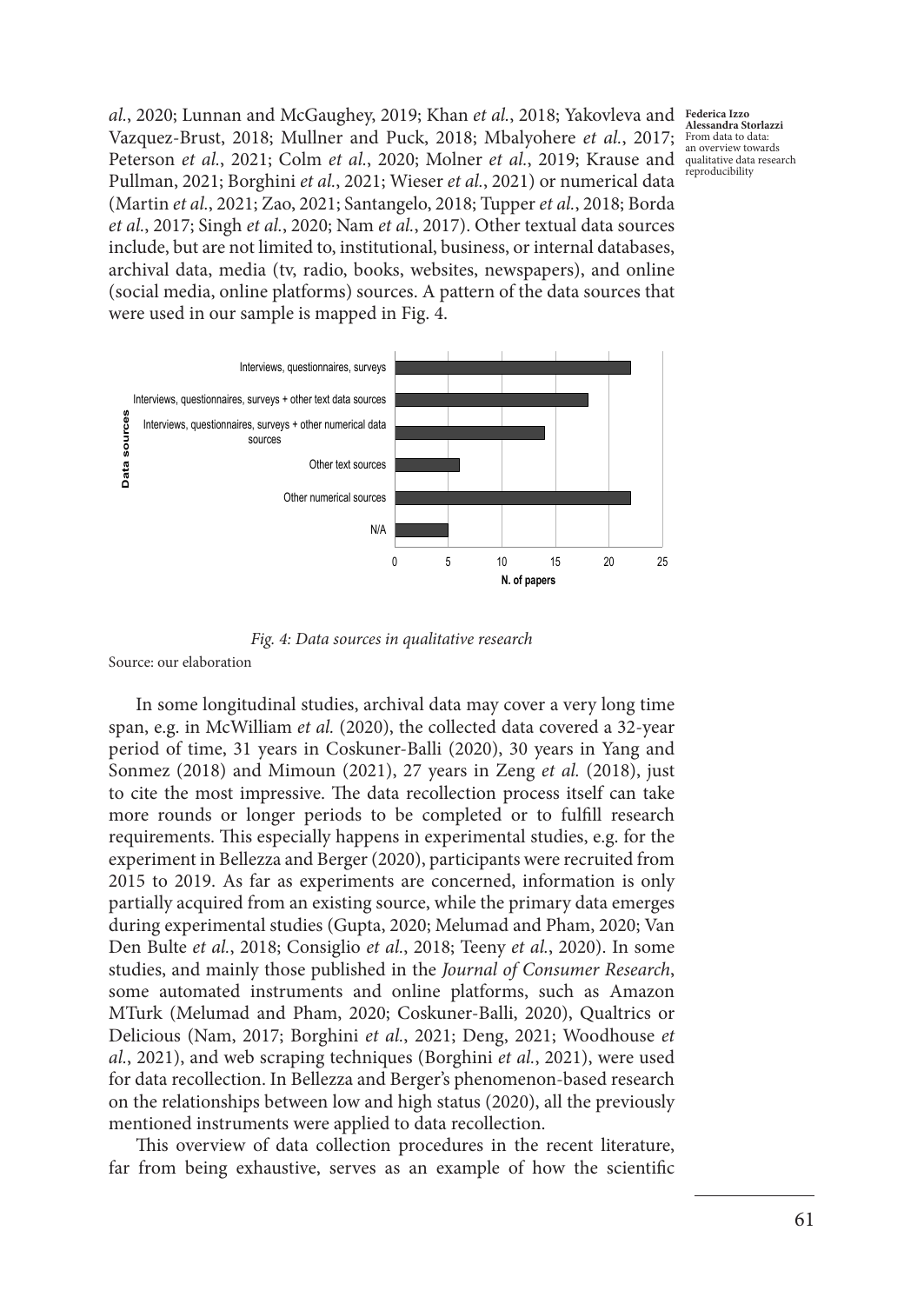*al.*, 2020; Lunnan and McGaughey, 2019; Khan *et al.*, 2018; Yakovleva and Vazquez-Brust, 2018; Mullner and Puck, 2018; Mbalyohere *et al.*, 2017; Peterson *et al.*, 2021; Colm *et al.*, 2020; Molner *et al.*, 2019; Krause and Pullman, 2021; Borghini *et al.*, 2021; Wieser *et al.*, 2021) or numerical data (Martin *et al.*, 2021; Zao, 2021; Santangelo, 2018; Tupper *et al.*, 2018; Borda *et al.*, 2017; Singh *et al.*, 2020; Nam *et al.*, 2017). Other textual data sources include, but are not limited to, institutional, business, or internal databases, archival data, media (tv, radio, books, websites, newspapers), and online (social media, online platforms) sources. A pattern of the data sources that were used in our sample is mapped in Fig. 4.

| Data sources | N. of papers |
|---|---|
| Interviews, questionnaires, surveys | 22 |
| Interviews, questionnaires, surveys + other text data sources | 18 |
| Interviews, questionnaires, surveys + other numerical data sources | 14 |
| Other text sources | 6 |
| Other numerical sources | 22 |
| N/A | 5 |

*Fig. 4: Data sources in qualitative research*

Source: our elaboration

In some longitudinal studies, archival data may cover a very long time span, e.g. in McWilliam *et al.* (2020), the collected data covered a 32-year period of time, 31 years in Coskuner-Balli (2020), 30 years in Yang and Sonmez (2018) and Mimoun (2021), 27 years in Zeng *et al.* (2018), just to cite the most impressive. The data recollection process itself can take more rounds or longer periods to be completed or to fulfill research requirements. This especially happens in experimental studies, e.g. for the experiment in Bellezza and Berger (2020), participants were recruited from 2015 to 2019. As far as experiments are concerned, information is only partially acquired from an existing source, while the primary data emerges during experimental studies (Gupta, 2020; Melumad and Pham, 2020; Van Den Bulte *et al.*, 2018; Consiglio *et al.*, 2018; Teeny *et al.*, 2020). In some studies, and mainly those published in the *Journal of Consumer Research*, some automated instruments and online platforms, such as Amazon MTurk (Melumad and Pham, 2020; Coskuner-Balli, 2020), Qualtrics or Delicious (Nam, 2017; Borghini *et al.*, 2021; Deng, 2021; Woodhouse *et al.*, 2021), and web scraping techniques (Borghini *et al.*, 2021), were used for data recollection. In Bellezza and Berger's phenomenon-based research on the relationships between low and high status (2020), all the previously mentioned instruments were applied to data recollection.

This overview of data collection procedures in the recent literature, far from being exhaustive, serves as an example of how the scientific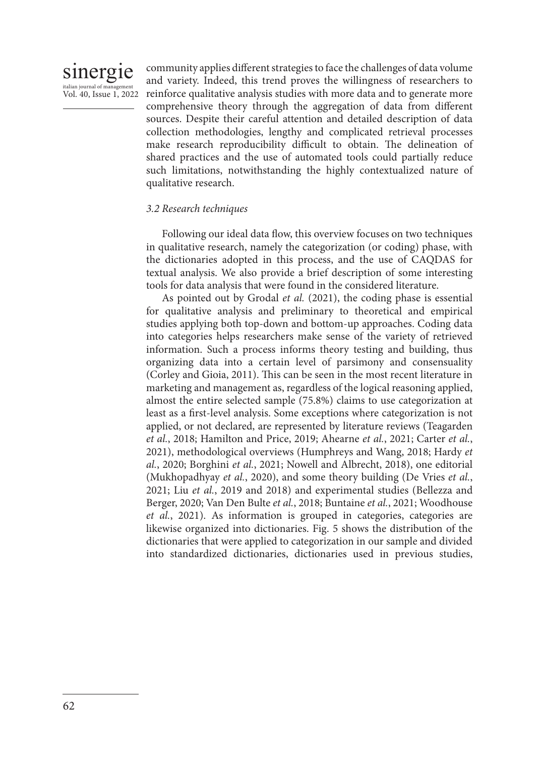community applies different strategies to face the challenges of data volume and variety. Indeed, this trend proves the willingness of researchers to reinforce qualitative analysis studies with more data and to generate more comprehensive theory through the aggregation of data from different sources. Despite their careful attention and detailed description of data collection methodologies, lengthy and complicated retrieval processes make research reproducibility difficult to obtain. The delineation of shared practices and the use of automated tools could partially reduce such limitations, notwithstanding the highly contextualized nature of qualitative research.

### *3.2 Research techniques*

Following our ideal data flow, this overview focuses on two techniques in qualitative research, namely the categorization (or coding) phase, with the dictionaries adopted in this process, and the use of CAQDAS for textual analysis. We also provide a brief description of some interesting tools for data analysis that were found in the considered literature.

As pointed out by Grodal *et al.* (2021), the coding phase is essential for qualitative analysis and preliminary to theoretical and empirical studies applying both top-down and bottom-up approaches. Coding data into categories helps researchers make sense of the variety of retrieved information. Such a process informs theory testing and building, thus organizing data into a certain level of parsimony and consensuality (Corley and Gioia, 2011). This can be seen in the most recent literature in marketing and management as, regardless of the logical reasoning applied, almost the entire selected sample (75.8%) claims to use categorization at least as a first-level analysis. Some exceptions where categorization is not applied, or not declared, are represented by literature reviews (Teagarden *et al.*, 2018; Hamilton and Price, 2019; Ahearne *et al.*, 2021; Carter *et al.*, 2021), methodological overviews (Humphreys and Wang, 2018; Hardy *et al.*, 2020; Borghini *et al.*, 2021; Nowell and Albrecht, 2018), one editorial (Mukhopadhyay *et al.*, 2020), and some theory building (De Vries *et al.*, 2021; Liu *et al.*, 2019 and 2018) and experimental studies (Bellezza and Berger, 2020; Van Den Bulte *et al.*, 2018; Buntaine *et al.*, 2021; Woodhouse *et al.*, 2021). As information is grouped in categories, categories are likewise organized into dictionaries. Fig. 5 shows the distribution of the dictionaries that were applied to categorization in our sample and divided into standardized dictionaries, dictionaries used in previous studies,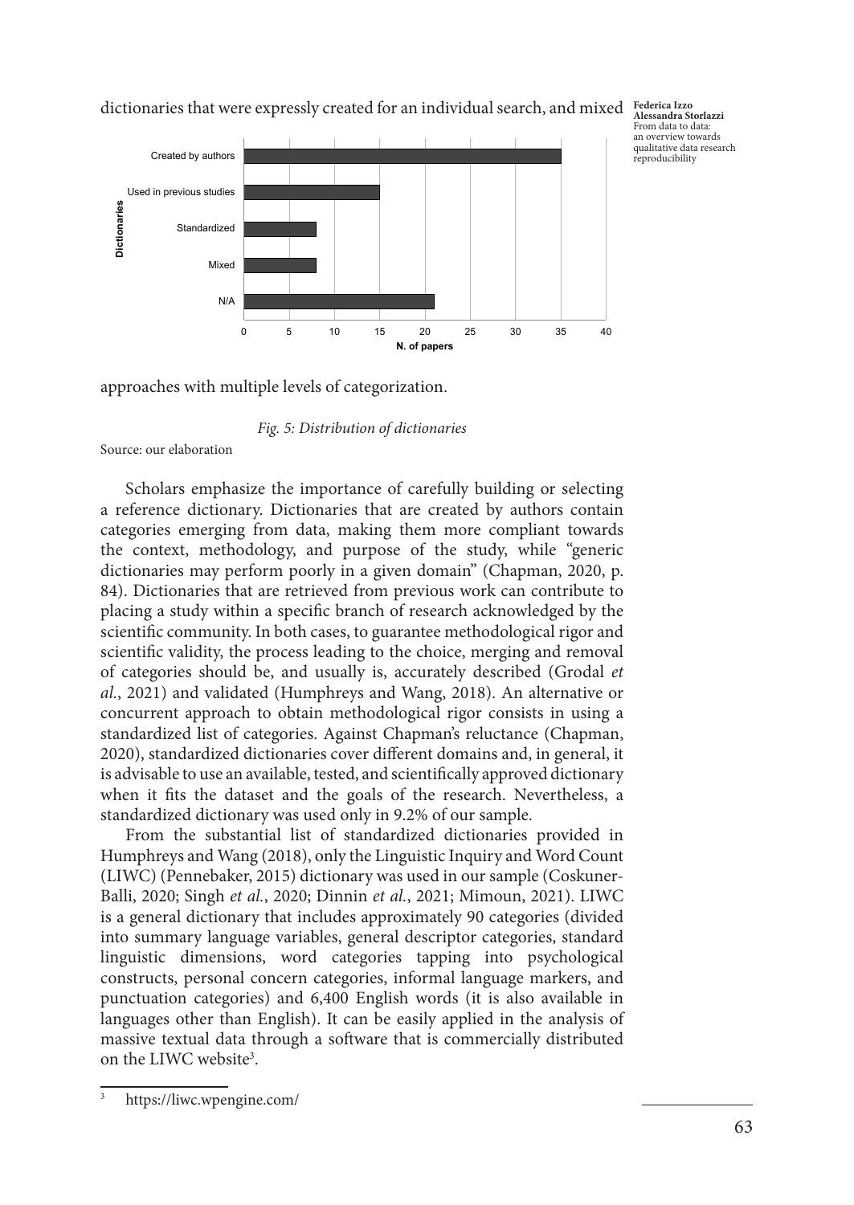dictionaries that were expressly created for an individual search, and mixed approaches with multiple levels of categorization.

*Fig. 5: Distribution of dictionaries*

Source: our elaboration

Scholars emphasize the importance of carefully building or selecting a reference dictionary. Dictionaries that are created by authors contain categories emerging from data, making them more compliant towards the context, methodology, and purpose of the study, while "generic dictionaries may perform poorly in a given domain" (Chapman, 2020, p. 84). Dictionaries that are retrieved from previous work can contribute to placing a study within a specific branch of research acknowledged by the scientific community. In both cases, to guarantee methodological rigor and scientific validity, the process leading to the choice, merging and removal of categories should be, and usually is, accurately described (Grodal *et al.*, 2021) and validated (Humphreys and Wang, 2018). An alternative or concurrent approach to obtain methodological rigor consists in using a standardized list of categories. Against Chapman's reluctance (Chapman, 2020), standardized dictionaries cover different domains and, in general, it is advisable to use an available, tested, and scientifically approved dictionary when it fits the dataset and the goals of the research. Nevertheless, a standardized dictionary was used only in 9.2% of our sample.

From the substantial list of standardized dictionaries provided in Humphreys and Wang (2018), only the Linguistic Inquiry and Word Count (LIWC) (Pennebaker, 2015) dictionary was used in our sample (Coskuner-Balli, 2020; Singh *et al.*, 2020; Dinnin *et al.*, 2021; Mimoun, 2021). LIWC is a general dictionary that includes approximately 90 categories (divided into summary language variables, general descriptor categories, standard linguistic dimensions, word categories tapping into psychological constructs, personal concern categories, informal language markers, and punctuation categories) and 6,400 English words (it is also available in languages other than English). It can be easily applied in the analysis of massive textual data through a software that is commercially distributed on the LIWC website[3].

[3] https://liwc.wpengine.com/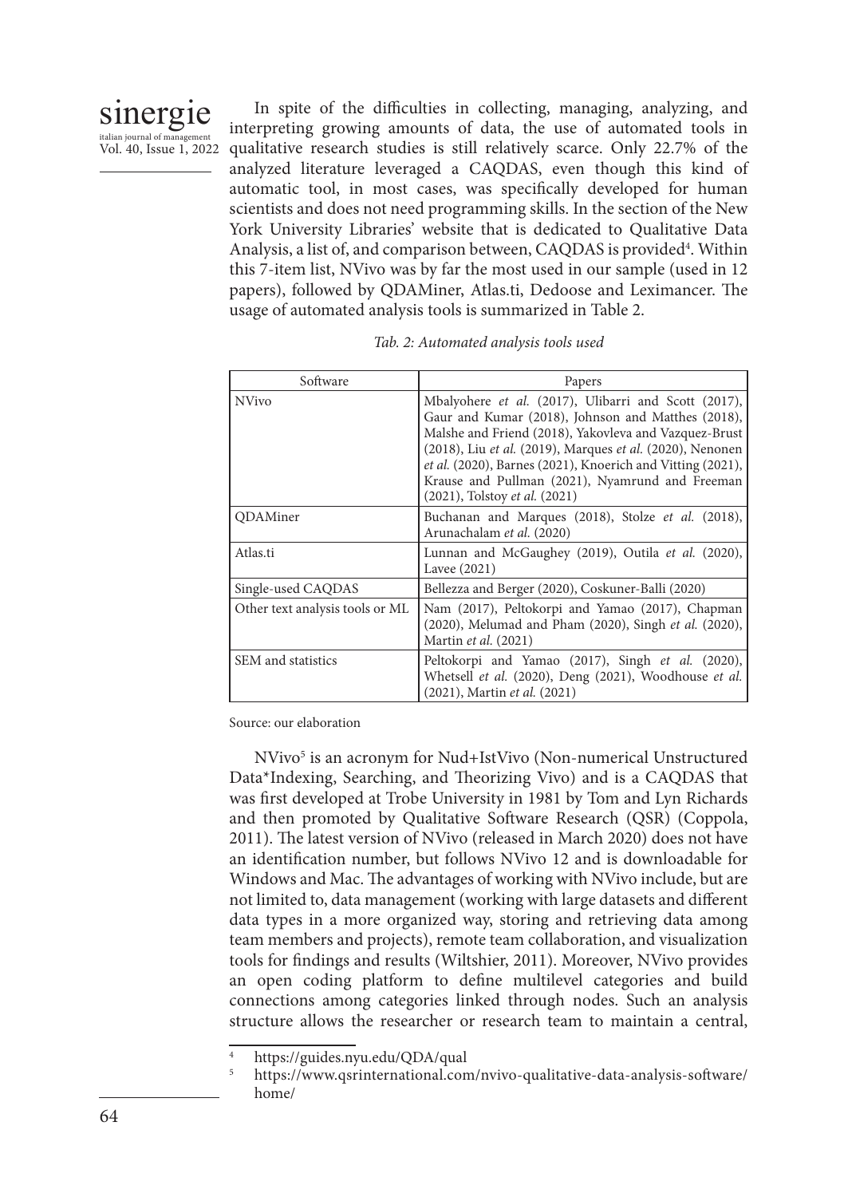In spite of the difficulties in collecting, managing, analyzing, and interpreting growing amounts of data, the use of automated tools in qualitative research studies is still relatively scarce. Only 22.7% of the analyzed literature leveraged a CAQDAS, even though this kind of automatic tool, in most cases, was specifically developed for human scientists and does not need programming skills. In the section of the New York University Libraries' website that is dedicated to Qualitative Data Analysis, a list of, and comparison between, CAQDAS is provided[4]. Within this 7-item list, NVivo was by far the most used in our sample (used in 12 papers), followed by QDAMiner, Atlas.ti, Dedoose and Leximancer. The usage of automated analysis tools is summarized in Table 2.

*Tab. 2: Automated analysis tools used*

| Software | Papers |
| --- | --- |
| NVivo | Mbalyohere *et al.* (2017), Ulibarri and Scott (2017), Gaur and Kumar (2018), Johnson and Matthes (2018), Malshe and Friend (2018), Yakovleva and Vazquez-Brust (2018), Liu *et al.* (2019), Marques *et al.* (2020), Nenonen *et al.* (2020), Barnes (2021), Knoerich and Vitting (2021), Krause and Pullman (2021), Nyamrund and Freeman (2021), Tolstoy *et al.* (2021) |
| QDAMiner | Buchanan and Marques (2018), Stolze *et al.* (2018), Arunachalam *et al.* (2020) |
| Atlas.ti | Lunnan and McGaughey (2019), Outila *et al.* (2020), Lavee (2021) |
| Single-used CAQDAS | Bellezza and Berger (2020), Coskuner-Balli (2020) |
| Other text analysis tools or ML | Nam (2017), Peltokorpi and Yamao (2017), Chapman (2020), Melumad and Pham (2020), Singh *et al.* (2020), Martin *et al.* (2021) |
| SEM and statistics | Peltokorpi and Yamao (2017), Singh *et al.* (2020), Whetsell *et al.* (2020), Deng (2021), Woodhouse *et al.* (2021), Martin *et al.* (2021) |

Source: our elaboration

NVivo[5] is an acronym for Nud+IstVivo (Non-numerical Unstructured Data*Indexing, Searching, and Theorizing Vivo) and is a CAQDAS that was first developed at Trobe University in 1981 by Tom and Lyn Richards and then promoted by Qualitative Software Research (QSR) (Coppola, 2011). The latest version of NVivo (released in March 2020) does not have an identification number, but follows NVivo 12 and is downloadable for Windows and Mac. The advantages of working with NVivo include, but are not limited to, data management (working with large datasets and different data types in a more organized way, storing and retrieving data among team members and projects), remote team collaboration, and visualization tools for findings and results (Wiltshier, 2011). Moreover, NVivo provides an open coding platform to define multilevel categories and build connections among categories linked through nodes. Such an analysis structure allows the researcher or research team to maintain a central,

[4] https://guides.nyu.edu/QDA/qual

[5] https://www.qsrinternational.com/nvivo-qualitative-data-analysis-software/home/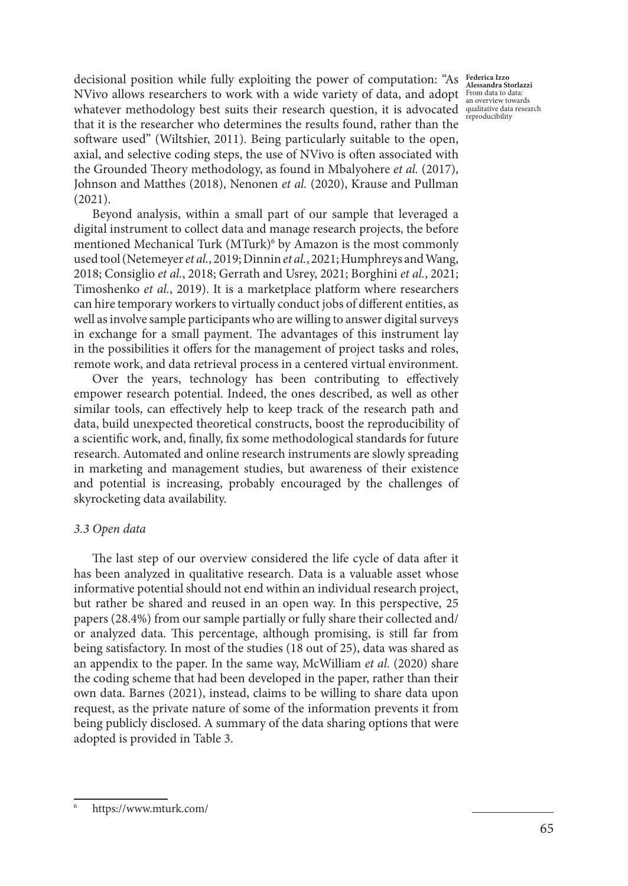decisional position while fully exploiting the power of computation: "As NVivo allows researchers to work with a wide variety of data, and adopt whatever methodology best suits their research question, it is advocated that it is the researcher who determines the results found, rather than the software used" (Wiltshier, 2011). Being particularly suitable to the open, axial, and selective coding steps, the use of NVivo is often associated with the Grounded Theory methodology, as found in Mbalyohere *et al.* (2017), Johnson and Matthes (2018), Nenonen *et al.* (2020), Krause and Pullman (2021).

Beyond analysis, within a small part of our sample that leveraged a digital instrument to collect data and manage research projects, the before mentioned Mechanical Turk (MTurk)[6] by Amazon is the most commonly used tool (Netemeyer *et al.*, 2019; Dinnin *et al.*, 2021; Humphreys and Wang, 2018; Consiglio *et al.*, 2018; Gerrath and Usrey, 2021; Borghini *et al.*, 2021; Timoshenko *et al.*, 2019). It is a marketplace platform where researchers can hire temporary workers to virtually conduct jobs of different entities, as well as involve sample participants who are willing to answer digital surveys in exchange for a small payment. The advantages of this instrument lay in the possibilities it offers for the management of project tasks and roles, remote work, and data retrieval process in a centered virtual environment.

Over the years, technology has been contributing to effectively empower research potential. Indeed, the ones described, as well as other similar tools, can effectively help to keep track of the research path and data, build unexpected theoretical constructs, boost the reproducibility of a scientific work, and, finally, fix some methodological standards for future research. Automated and online research instruments are slowly spreading in marketing and management studies, but awareness of their existence and potential is increasing, probably encouraged by the challenges of skyrocketing data availability.

### *3.3 Open data*

The last step of our overview considered the life cycle of data after it has been analyzed in qualitative research. Data is a valuable asset whose informative potential should not end within an individual research project, but rather be shared and reused in an open way. In this perspective, 25 papers (28.4%) from our sample partially or fully share their collected and/or analyzed data. This percentage, although promising, is still far from being satisfactory. In most of the studies (18 out of 25), data was shared as an appendix to the paper. In the same way, McWilliam *et al.* (2020) share the coding scheme that had been developed in the paper, rather than their own data. Barnes (2021), instead, claims to be willing to share data upon request, as the private nature of some of the information prevents it from being publicly disclosed. A summary of the data sharing options that were adopted is provided in Table 3.

---

[6] https://www.mturk.com/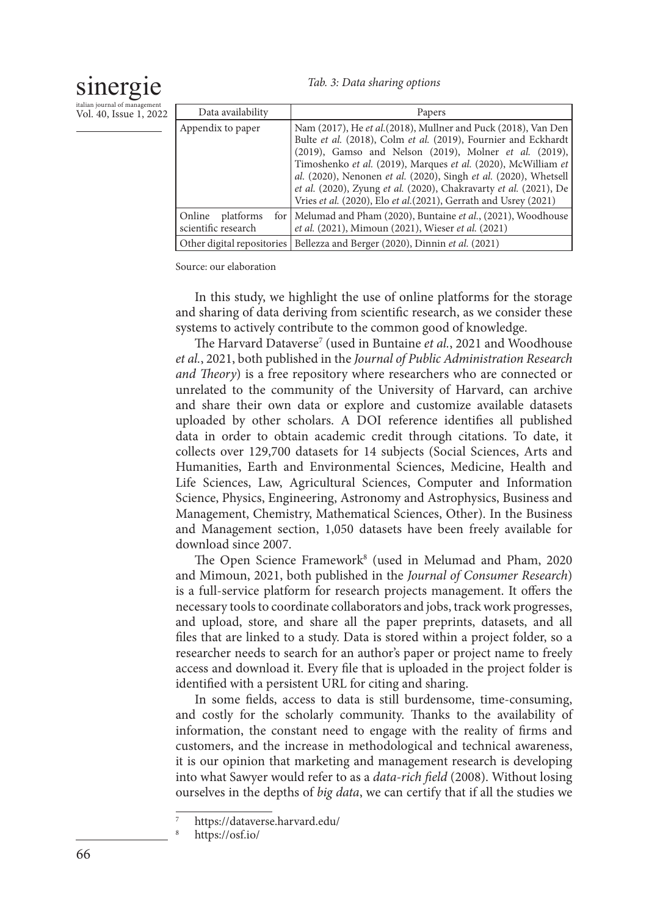*Tab. 3: Data sharing options*

| Data availability | Papers |
|---|---|
| Appendix to paper | Nam (2017), He *et al.*(2018), Mullner and Puck (2018), Van Den Bulte *et al.* (2018), Colm *et al.* (2019), Fournier and Eckhardt (2019), Gamso and Nelson (2019), Molner *et al.* (2019), Timoshenko *et al.* (2019), Marques *et al.* (2020), McWilliam *et al.* (2020), Nenonen *et al.* (2020), Singh *et al.* (2020), Whetsell *et al.* (2020), Zyung *et al.* (2020), Chakravarty *et al.* (2021), De Vries *et al.* (2020), Elo *et al.*(2021), Gerrath and Usrey (2021) |
| Online platforms for scientific research | Melumad and Pham (2020), Buntaine *et al.*, (2021), Woodhouse *et al.* (2021), Mimoun (2021), Wieser *et al.* (2021) |
| Other digital repositories | Bellezza and Berger (2020), Dinnin *et al.* (2021) |

Source: our elaboration

In this study, we highlight the use of online platforms for the storage and sharing of data deriving from scientific research, as we consider these systems to actively contribute to the common good of knowledge.

The Harvard Dataverse[7] (used in Buntaine *et al.*, 2021 and Woodhouse *et al.*, 2021, both published in the *Journal of Public Administration Research and Theory*) is a free repository where researchers who are connected or unrelated to the community of the University of Harvard, can archive and share their own data or explore and customize available datasets uploaded by other scholars. A DOI reference identifies all published data in order to obtain academic credit through citations. To date, it collects over 129,700 datasets for 14 subjects (Social Sciences, Arts and Humanities, Earth and Environmental Sciences, Medicine, Health and Life Sciences, Law, Agricultural Sciences, Computer and Information Science, Physics, Engineering, Astronomy and Astrophysics, Business and Management, Chemistry, Mathematical Sciences, Other). In the Business and Management section, 1,050 datasets have been freely available for download since 2007.

The Open Science Framework[8] (used in Melumad and Pham, 2020 and Mimoun, 2021, both published in the *Journal of Consumer Research*) is a full-service platform for research projects management. It offers the necessary tools to coordinate collaborators and jobs, track work progresses, and upload, store, and share all the paper preprints, datasets, and all files that are linked to a study. Data is stored within a project folder, so a researcher needs to search for an author's paper or project name to freely access and download it. Every file that is uploaded in the project folder is identified with a persistent URL for citing and sharing.

In some fields, access to data is still burdensome, time-consuming, and costly for the scholarly community. Thanks to the availability of information, the constant need to engage with the reality of firms and customers, and the increase in methodological and technical awareness, it is our opinion that marketing and management research is developing into what Sawyer would refer to as a *data-rich field* (2008). Without losing ourselves in the depths of *big data*, we can certify that if all the studies we

[7] https://dataverse.harvard.edu/

[8] https://osf.io/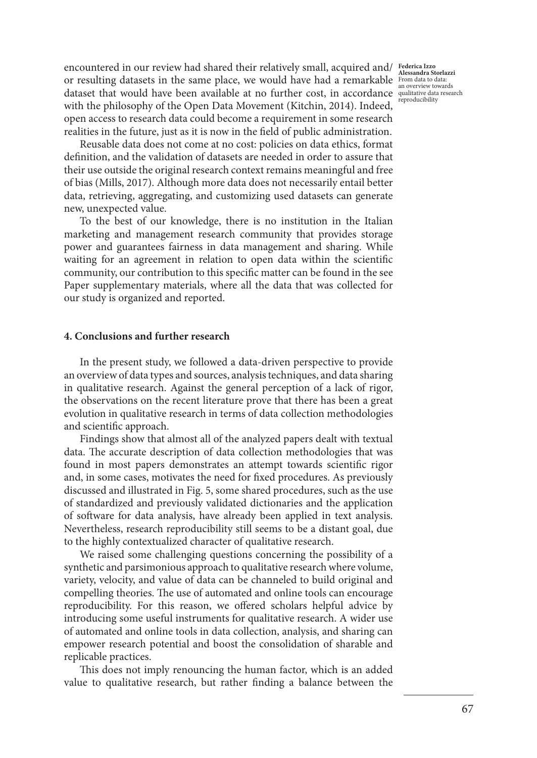encountered in our review had shared their relatively small, acquired and/or resulting datasets in the same place, we would have had a remarkable dataset that would have been available at no further cost, in accordance with the philosophy of the Open Data Movement (Kitchin, 2014). Indeed, open access to research data could become a requirement in some research realities in the future, just as it is now in the field of public administration.

Reusable data does not come at no cost: policies on data ethics, format definition, and the validation of datasets are needed in order to assure that their use outside the original research context remains meaningful and free of bias (Mills, 2017). Although more data does not necessarily entail better data, retrieving, aggregating, and customizing used datasets can generate new, unexpected value.

To the best of our knowledge, there is no institution in the Italian marketing and management research community that provides storage power and guarantees fairness in data management and sharing. While waiting for an agreement in relation to open data within the scientific community, our contribution to this specific matter can be found in the see Paper supplementary materials, where all the data that was collected for our study is organized and reported.

## 4. Conclusions and further research

In the present study, we followed a data-driven perspective to provide an overview of data types and sources, analysis techniques, and data sharing in qualitative research. Against the general perception of a lack of rigor, the observations on the recent literature prove that there has been a great evolution in qualitative research in terms of data collection methodologies and scientific approach.

Findings show that almost all of the analyzed papers dealt with textual data. The accurate description of data collection methodologies that was found in most papers demonstrates an attempt towards scientific rigor and, in some cases, motivates the need for fixed procedures. As previously discussed and illustrated in Fig. 5, some shared procedures, such as the use of standardized and previously validated dictionaries and the application of software for data analysis, have already been applied in text analysis. Nevertheless, research reproducibility still seems to be a distant goal, due to the highly contextualized character of qualitative research.

We raised some challenging questions concerning the possibility of a synthetic and parsimonious approach to qualitative research where volume, variety, velocity, and value of data can be channeled to build original and compelling theories. The use of automated and online tools can encourage reproducibility. For this reason, we offered scholars helpful advice by introducing some useful instruments for qualitative research. A wider use of automated and online tools in data collection, analysis, and sharing can empower research potential and boost the consolidation of sharable and replicable practices.

This does not imply renouncing the human factor, which is an added value to qualitative research, but rather finding a balance between the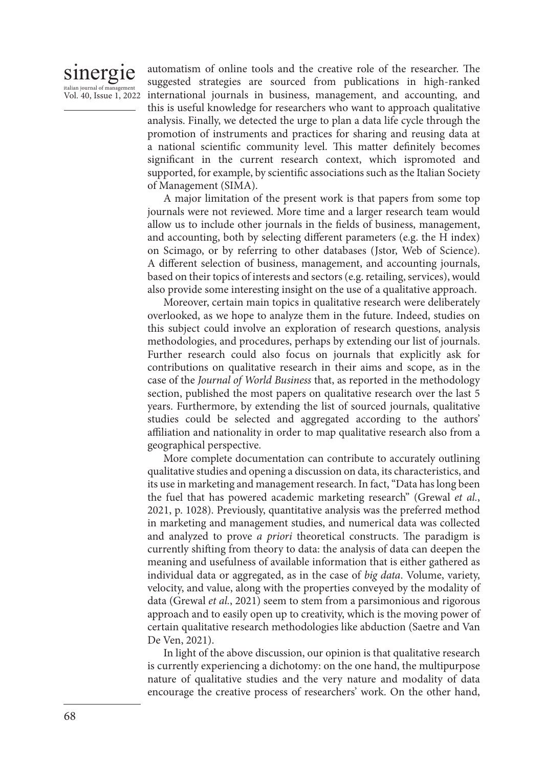automatism of online tools and the creative role of the researcher. The suggested strategies are sourced from publications in high-ranked international journals in business, management, and accounting, and this is useful knowledge for researchers who want to approach qualitative analysis. Finally, we detected the urge to plan a data life cycle through the promotion of instruments and practices for sharing and reusing data at a national scientific community level. This matter definitely becomes significant in the current research context, which ispromoted and supported, for example, by scientific associations such as the Italian Society of Management (SIMA).

A major limitation of the present work is that papers from some top journals were not reviewed. More time and a larger research team would allow us to include other journals in the fields of business, management, and accounting, both by selecting different parameters (e.g. the H index) on Scimago, or by referring to other databases (Jstor, Web of Science). A different selection of business, management, and accounting journals, based on their topics of interests and sectors (e.g. retailing, services), would also provide some interesting insight on the use of a qualitative approach.

Moreover, certain main topics in qualitative research were deliberately overlooked, as we hope to analyze them in the future. Indeed, studies on this subject could involve an exploration of research questions, analysis methodologies, and procedures, perhaps by extending our list of journals. Further research could also focus on journals that explicitly ask for contributions on qualitative research in their aims and scope, as in the case of the *Journal of World Business* that, as reported in the methodology section, published the most papers on qualitative research over the last 5 years. Furthermore, by extending the list of sourced journals, qualitative studies could be selected and aggregated according to the authors' affiliation and nationality in order to map qualitative research also from a geographical perspective.

More complete documentation can contribute to accurately outlining qualitative studies and opening a discussion on data, its characteristics, and its use in marketing and management research. In fact, "Data has long been the fuel that has powered academic marketing research" (Grewal *et al.*, 2021, p. 1028). Previously, quantitative analysis was the preferred method in marketing and management studies, and numerical data was collected and analyzed to prove *a priori* theoretical constructs. The paradigm is currently shifting from theory to data: the analysis of data can deepen the meaning and usefulness of available information that is either gathered as individual data or aggregated, as in the case of *big data*. Volume, variety, velocity, and value, along with the properties conveyed by the modality of data (Grewal *et al.*, 2021) seem to stem from a parsimonious and rigorous approach and to easily open up to creativity, which is the moving power of certain qualitative research methodologies like abduction (Saetre and Van De Ven, 2021).

In light of the above discussion, our opinion is that qualitative research is currently experiencing a dichotomy: on the one hand, the multipurpose nature of qualitative studies and the very nature and modality of data encourage the creative process of researchers' work. On the other hand,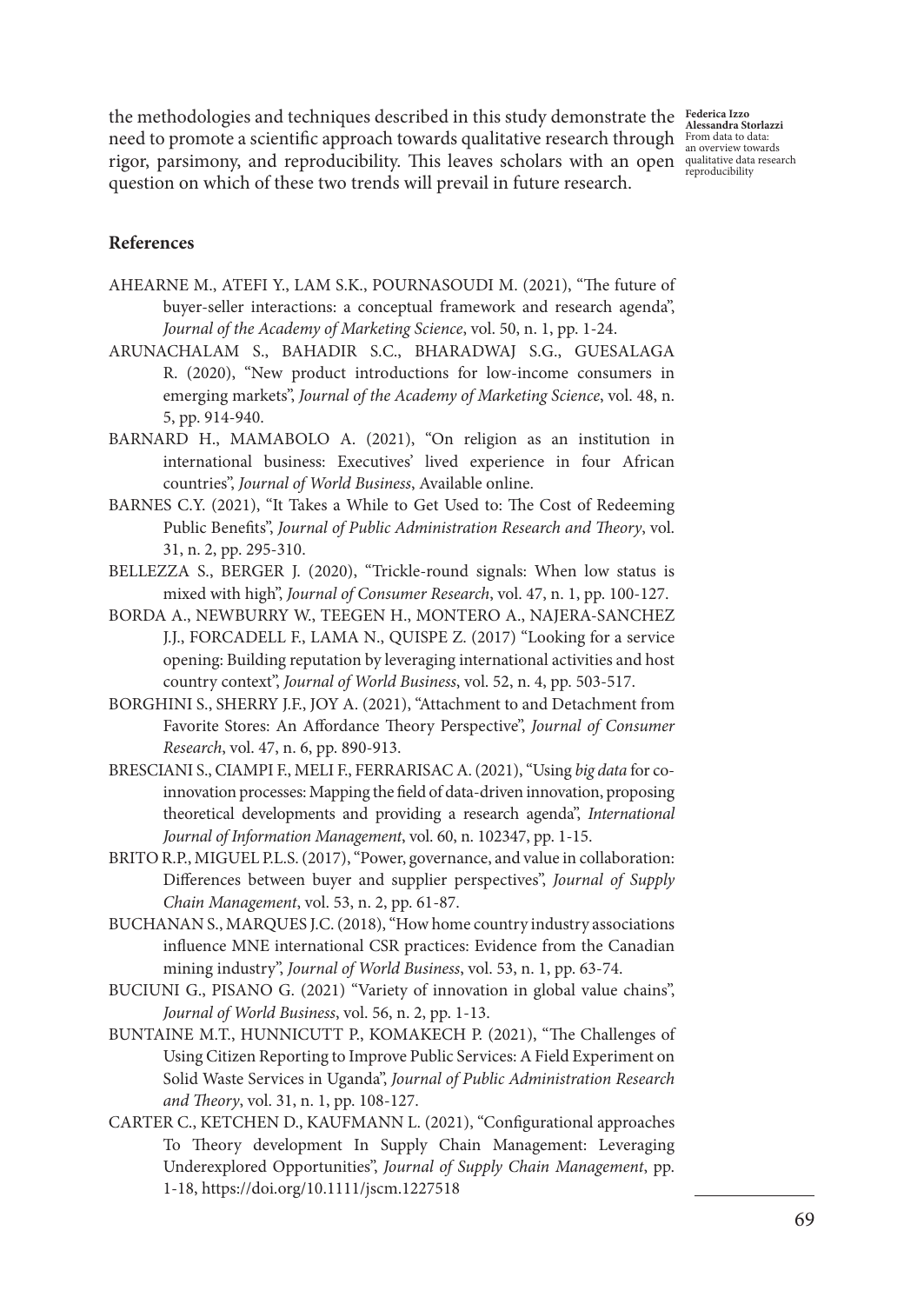the methodologies and techniques described in this study demonstrate the need to promote a scientific approach towards qualitative research through rigor, parsimony, and reproducibility. This leaves scholars with an open question on which of these two trends will prevail in future research.

## References

AHEARNE M., ATEFI Y., LAM S.K., POURNASOUDI M. (2021), "The future of buyer-seller interactions: a conceptual framework and research agenda", *Journal of the Academy of Marketing Science*, vol. 50, n. 1, pp. 1-24.

ARUNACHALAM S., BAHADIR S.C., BHARADWAJ S.G., GUESALAGA R. (2020), "New product introductions for low-income consumers in emerging markets", *Journal of the Academy of Marketing Science*, vol. 48, n. 5, pp. 914-940.

BARNARD H., MAMABOLO A. (2021), "On religion as an institution in international business: Executives' lived experience in four African countries", *Journal of World Business*, Available online.

BARNES C.Y. (2021), "It Takes a While to Get Used to: The Cost of Redeeming Public Benefits", *Journal of Public Administration Research and Theory*, vol. 31, n. 2, pp. 295-310.

BELLEZZA S., BERGER J. (2020), "Trickle-round signals: When low status is mixed with high", *Journal of Consumer Research*, vol. 47, n. 1, pp. 100-127.

BORDA A., NEWBURRY W., TEEGEN H., MONTERO A., NAJERA-SANCHEZ J.J., FORCADELL F., LAMA N., QUISPE Z. (2017) "Looking for a service opening: Building reputation by leveraging international activities and host country context", *Journal of World Business*, vol. 52, n. 4, pp. 503-517.

BORGHINI S., SHERRY J.F., JOY A. (2021), "Attachment to and Detachment from Favorite Stores: An Affordance Theory Perspective", *Journal of Consumer Research*, vol. 47, n. 6, pp. 890-913.

BRESCIANI S., CIAMPI F., MELI F., FERRARISAC A. (2021), "Using *big data* for co-innovation processes: Mapping the field of data-driven innovation, proposing theoretical developments and providing a research agenda", *International Journal of Information Management*, vol. 60, n. 102347, pp. 1-15.

BRITO R.P., MIGUEL P.L.S. (2017), "Power, governance, and value in collaboration: Differences between buyer and supplier perspectives", *Journal of Supply Chain Management*, vol. 53, n. 2, pp. 61-87.

BUCHANAN S., MARQUES J.C. (2018), "How home country industry associations influence MNE international CSR practices: Evidence from the Canadian mining industry", *Journal of World Business*, vol. 53, n. 1, pp. 63-74.

BUCIUNI G., PISANO G. (2021) "Variety of innovation in global value chains", *Journal of World Business*, vol. 56, n. 2, pp. 1-13.

BUNTAINE M.T., HUNNICUTT P., KOMAKECH P. (2021), "The Challenges of Using Citizen Reporting to Improve Public Services: A Field Experiment on Solid Waste Services in Uganda", *Journal of Public Administration Research and Theory*, vol. 31, n. 1, pp. 108-127.

CARTER C., KETCHEN D., KAUFMANN L. (2021), "Configurational approaches To Theory development In Supply Chain Management: Leveraging Underexplored Opportunities", *Journal of Supply Chain Management*, pp. 1-18, https://doi.org/10.1111/jscm.1227518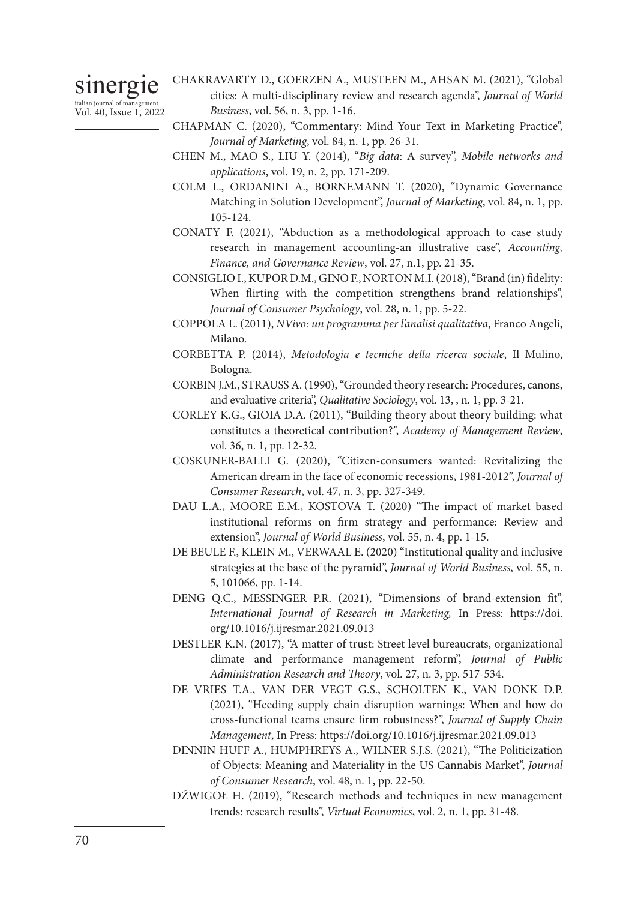CHAKRAVARTY D., GOERZEN A., MUSTEEN M., AHSAN M. (2021), "Global cities: A multi-disciplinary review and research agenda", *Journal of World Business*, vol. 56, n. 3, pp. 1-16.

CHAPMAN C. (2020), "Commentary: Mind Your Text in Marketing Practice", *Journal of Marketing*, vol. 84, n. 1, pp. 26-31.

CHEN M., MAO S., LIU Y. (2014), "*Big data*: A survey", *Mobile networks and applications*, vol. 19, n. 2, pp. 171-209.

COLM L., ORDANINI A., BORNEMANN T. (2020), "Dynamic Governance Matching in Solution Development", *Journal of Marketing*, vol. 84, n. 1, pp. 105-124.

CONATY F. (2021), "Abduction as a methodological approach to case study research in management accounting-an illustrative case", *Accounting, Finance, and Governance Review*, vol. 27, n.1, pp. 21-35.

CONSIGLIO I., KUPOR D.M., GINO F., NORTON M.I. (2018), "Brand (in) fidelity: When flirting with the competition strengthens brand relationships", *Journal of Consumer Psychology*, vol. 28, n. 1, pp. 5-22.

COPPOLA L. (2011), *NVivo: un programma per l'analisi qualitativa*, Franco Angeli, Milano.

CORBETTA P. (2014), *Metodologia e tecniche della ricerca sociale*, Il Mulino, Bologna.

CORBIN J.M., STRAUSS A. (1990), "Grounded theory research: Procedures, canons, and evaluative criteria", *Qualitative Sociology*, vol. 13, , n. 1, pp. 3-21.

CORLEY K.G., GIOIA D.A. (2011), "Building theory about theory building: what constitutes a theoretical contribution?", *Academy of Management Review*, vol. 36, n. 1, pp. 12-32.

COSKUNER-BALLI G. (2020), "Citizen-consumers wanted: Revitalizing the American dream in the face of economic recessions, 1981-2012", *Journal of Consumer Research*, vol. 47, n. 3, pp. 327-349.

DAU L.A., MOORE E.M., KOSTOVA T. (2020) "The impact of market based institutional reforms on firm strategy and performance: Review and extension", *Journal of World Business*, vol. 55, n. 4, pp. 1-15.

DE BEULE F., KLEIN M., VERWAAL E. (2020) "Institutional quality and inclusive strategies at the base of the pyramid", *Journal of World Business*, vol. 55, n. 5, 101066, pp. 1-14.

DENG Q.C., MESSINGER P.R. (2021), "Dimensions of brand-extension fit", *International Journal of Research in Marketing,* In Press: https://doi.org/10.1016/j.ijresmar.2021.09.013

DESTLER K.N. (2017), "A matter of trust: Street level bureaucrats, organizational climate and performance management reform", *Journal of Public Administration Research and Theory*, vol. 27, n. 3, pp. 517-534.

DE VRIES T.A., VAN DER VEGT G.S., SCHOLTEN K., VAN DONK D.P. (2021), "Heeding supply chain disruption warnings: When and how do cross-functional teams ensure firm robustness?", *Journal of Supply Chain Management*, In Press: https://doi.org/10.1016/j.ijresmar.2021.09.013

DINNIN HUFF A., HUMPHREYS A., WILNER S.J.S. (2021), "The Politicization of Objects: Meaning and Materiality in the US Cannabis Market", *Journal of Consumer Research*, vol. 48, n. 1, pp. 22-50.

DŹWIGOŁ H. (2019), "Research methods and techniques in new management trends: research results", *Virtual Economics*, vol. 2, n. 1, pp. 31-48.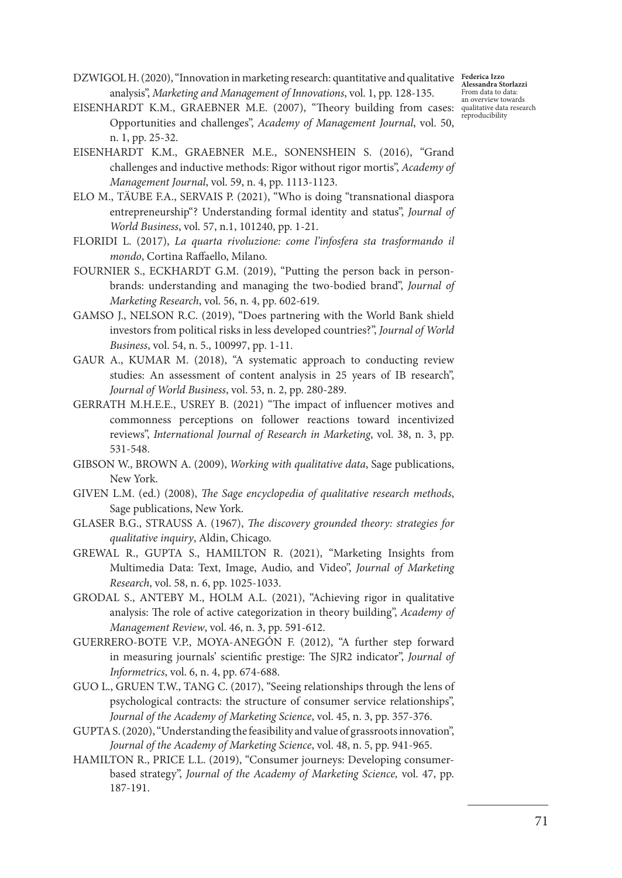DZWIGOL H. (2020), "Innovation in marketing research: quantitative and qualitative analysis", *Marketing and Management of Innovations*, vol. 1, pp. 128-135.

EISENHARDT K.M., GRAEBNER M.E. (2007), "Theory building from cases: Opportunities and challenges", *Academy of Management Journal*, vol. 50, n. 1, pp. 25-32.

EISENHARDT K.M., GRAEBNER M.E., SONENSHEIN S. (2016), "Grand challenges and inductive methods: Rigor without rigor mortis", *Academy of Management Journal*, vol. 59, n. 4, pp. 1113-1123.

ELO M., TÄUBE F.A., SERVAIS P. (2021), "Who is doing "transnational diaspora entrepreneurship"? Understanding formal identity and status", *Journal of World Business*, vol. 57, n.1, 101240, pp. 1-21.

FLORIDI L. (2017), *La quarta rivoluzione: come l'infosfera sta trasformando il mondo*, Cortina Raffaello, Milano.

FOURNIER S., ECKHARDT G.M. (2019), "Putting the person back in person-brands: understanding and managing the two-bodied brand", *Journal of Marketing Research*, vol. 56, n. 4, pp. 602-619.

GAMSO J., NELSON R.C. (2019), "Does partnering with the World Bank shield investors from political risks in less developed countries?", *Journal of World Business*, vol. 54, n. 5., 100997, pp. 1-11.

GAUR A., KUMAR M. (2018), "A systematic approach to conducting review studies: An assessment of content analysis in 25 years of IB research", *Journal of World Business*, vol. 53, n. 2, pp. 280-289.

GERRATH M.H.E.E., USREY B. (2021) "The impact of influencer motives and commonness perceptions on follower reactions toward incentivized reviews", *International Journal of Research in Marketing*, vol. 38, n. 3, pp. 531-548.

GIBSON W., BROWN A. (2009), *Working with qualitative data*, Sage publications, New York.

GIVEN L.M. (ed.) (2008), *The Sage encyclopedia of qualitative research methods*, Sage publications, New York.

GLASER B.G., STRAUSS A. (1967), *The discovery grounded theory: strategies for qualitative inquiry*, Aldin, Chicago.

GREWAL R., GUPTA S., HAMILTON R. (2021), "Marketing Insights from Multimedia Data: Text, Image, Audio, and Video", *Journal of Marketing Research*, vol. 58, n. 6, pp. 1025-1033.

GRODAL S., ANTEBY M., HOLM A.L. (2021), "Achieving rigor in qualitative analysis: The role of active categorization in theory building", *Academy of Management Review*, vol. 46, n. 3, pp. 591-612.

GUERRERO-BOTE V.P., MOYA-ANEGÓN F. (2012), "A further step forward in measuring journals' scientific prestige: The SJR2 indicator", *Journal of Informetrics*, vol. 6, n. 4, pp. 674-688.

GUO L., GRUEN T.W., TANG C. (2017), "Seeing relationships through the lens of psychological contracts: the structure of consumer service relationships", *Journal of the Academy of Marketing Science*, vol. 45, n. 3, pp. 357-376.

GUPTA S. (2020), "Understanding the feasibility and value of grassroots innovation", *Journal of the Academy of Marketing Science*, vol. 48, n. 5, pp. 941-965.

HAMILTON R., PRICE L.L. (2019), "Consumer journeys: Developing consumer-based strategy", *Journal of the Academy of Marketing Science,* vol. 47, pp. 187-191.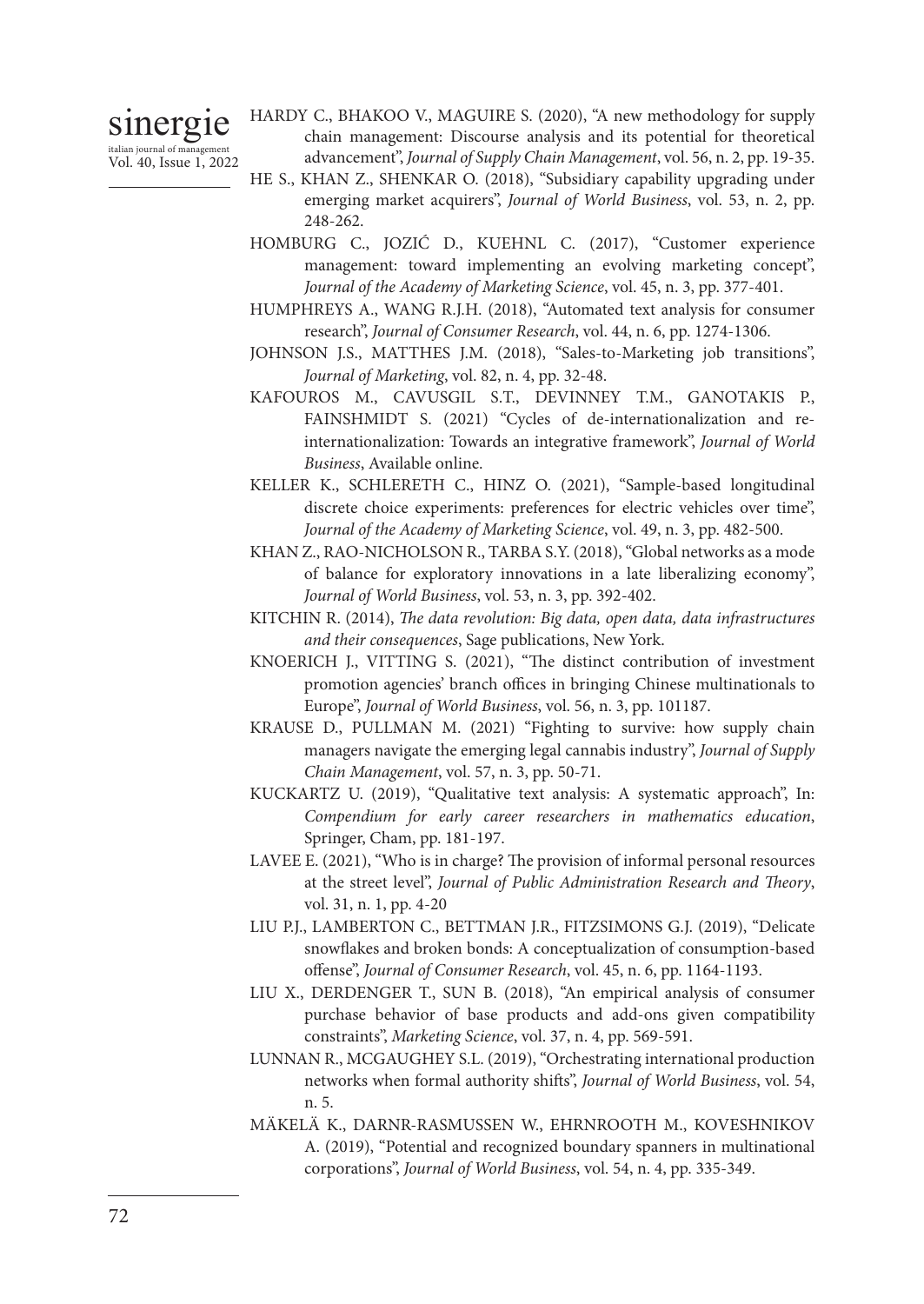HARDY C., BHAKOO V., MAGUIRE S. (2020), "A new methodology for supply chain management: Discourse analysis and its potential for theoretical advancement", *Journal of Supply Chain Management*, vol. 56, n. 2, pp. 19-35.

HE S., KHAN Z., SHENKAR O. (2018), "Subsidiary capability upgrading under emerging market acquirers", *Journal of World Business*, vol. 53, n. 2, pp. 248-262.

HOMBURG C., JOZIĆ D., KUEHNL C. (2017), "Customer experience management: toward implementing an evolving marketing concept", *Journal of the Academy of Marketing Science*, vol. 45, n. 3, pp. 377-401.

HUMPHREYS A., WANG R.J.H. (2018), "Automated text analysis for consumer research", *Journal of Consumer Research*, vol. 44, n. 6, pp. 1274-1306.

JOHNSON J.S., MATTHES J.M. (2018), "Sales-to-Marketing job transitions", *Journal of Marketing*, vol. 82, n. 4, pp. 32-48.

KAFOUROS M., CAVUSGIL S.T., DEVINNEY T.M., GANOTAKIS P., FAINSHMIDT S. (2021) "Cycles of de-internationalization and re-internationalization: Towards an integrative framework", *Journal of World Business*, Available online.

KELLER K., SCHLERETH C., HINZ O. (2021), "Sample-based longitudinal discrete choice experiments: preferences for electric vehicles over time", *Journal of the Academy of Marketing Science*, vol. 49, n. 3, pp. 482-500.

KHAN Z., RAO-NICHOLSON R., TARBA S.Y. (2018), "Global networks as a mode of balance for exploratory innovations in a late liberalizing economy", *Journal of World Business*, vol. 53, n. 3, pp. 392-402.

KITCHIN R. (2014), *The data revolution: Big data, open data, data infrastructures and their consequences*, Sage publications, New York.

KNOERICH J., VITTING S. (2021), "The distinct contribution of investment promotion agencies' branch offices in bringing Chinese multinationals to Europe", *Journal of World Business*, vol. 56, n. 3, pp. 101187.

KRAUSE D., PULLMAN M. (2021) "Fighting to survive: how supply chain managers navigate the emerging legal cannabis industry", *Journal of Supply Chain Management*, vol. 57, n. 3, pp. 50-71.

KUCKARTZ U. (2019), "Qualitative text analysis: A systematic approach", In: *Compendium for early career researchers in mathematics education*, Springer, Cham, pp. 181-197.

LAVEE E. (2021), "Who is in charge? The provision of informal personal resources at the street level", *Journal of Public Administration Research and Theory*, vol. 31, n. 1, pp. 4-20

LIU P.J., LAMBERTON C., BETTMAN J.R., FITZSIMONS G.J. (2019), "Delicate snowflakes and broken bonds: A conceptualization of consumption-based offense", *Journal of Consumer Research*, vol. 45, n. 6, pp. 1164-1193.

LIU X., DERDENGER T., SUN B. (2018), "An empirical analysis of consumer purchase behavior of base products and add-ons given compatibility constraints", *Marketing Science*, vol. 37, n. 4, pp. 569-591.

LUNNAN R., MCGAUGHEY S.L. (2019), "Orchestrating international production networks when formal authority shifts", *Journal of World Business*, vol. 54, n. 5.

MÄKELÄ K., DARNR-RASMUSSEN W., EHRNROOTH M., KOVESHNIKOV A. (2019), "Potential and recognized boundary spanners in multinational corporations", *Journal of World Business*, vol. 54, n. 4, pp. 335-349.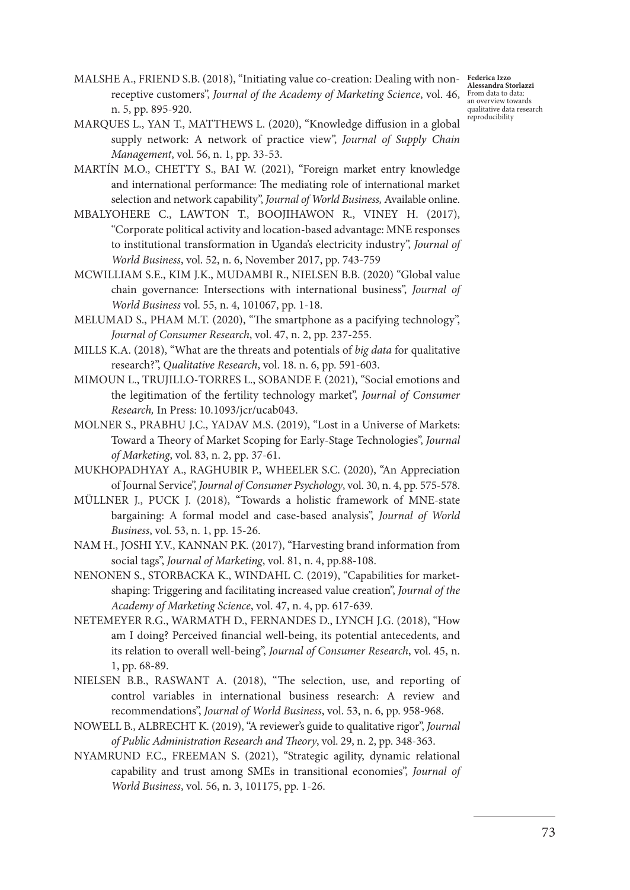MALSHE A., FRIEND S.B. (2018), "Initiating value co-creation: Dealing with non-receptive customers", *Journal of the Academy of Marketing Science*, vol. 46, n. 5, pp. 895-920.

MARQUES L., YAN T., MATTHEWS L. (2020), "Knowledge diffusion in a global supply network: A network of practice view", *Journal of Supply Chain Management*, vol. 56, n. 1, pp. 33-53.

MARTÍN M.O., CHETTY S., BAI W. (2021), "Foreign market entry knowledge and international performance: The mediating role of international market selection and network capability", *Journal of World Business,* Available online.

MBALYOHERE C., LAWTON T., BOOJIHAWON R., VINEY H. (2017), "Corporate political activity and location-based advantage: MNE responses to institutional transformation in Uganda's electricity industry", *Journal of World Business*, vol. 52, n. 6, November 2017, pp. 743-759

MCWILLIAM S.E., KIM J.K., MUDAMBI R., NIELSEN B.B. (2020) "Global value chain governance: Intersections with international business", *Journal of World Business* vol. 55, n. 4, 101067, pp. 1-18.

MELUMAD S., PHAM M.T. (2020), "The smartphone as a pacifying technology", *Journal of Consumer Research*, vol. 47, n. 2, pp. 237-255.

MILLS K.A. (2018), "What are the threats and potentials of *big data* for qualitative research?", *Qualitative Research*, vol. 18. n. 6, pp. 591-603.

MIMOUN L., TRUJILLO-TORRES L., SOBANDE F. (2021), "Social emotions and the legitimation of the fertility technology market", *Journal of Consumer Research,* In Press: 10.1093/jcr/ucab043.

MOLNER S., PRABHU J.C., YADAV M.S. (2019), "Lost in a Universe of Markets: Toward a Theory of Market Scoping for Early-Stage Technologies", *Journal of Marketing*, vol. 83, n. 2, pp. 37-61.

MUKHOPADHYAY A., RAGHUBIR P., WHEELER S.C. (2020), "An Appreciation of Journal Service", *Journal of Consumer Psychology*, vol. 30, n. 4, pp. 575-578.

MÜLLNER J., PUCK J. (2018), "Towards a holistic framework of MNE-state bargaining: A formal model and case-based analysis", *Journal of World Business*, vol. 53, n. 1, pp. 15-26.

NAM H., JOSHI Y.V., KANNAN P.K. (2017), "Harvesting brand information from social tags", *Journal of Marketing*, vol. 81, n. 4, pp.88-108.

NENONEN S., STORBACKA K., WINDAHL C. (2019), "Capabilities for market-shaping: Triggering and facilitating increased value creation", *Journal of the Academy of Marketing Science*, vol. 47, n. 4, pp. 617-639.

NETEMEYER R.G., WARMATH D., FERNANDES D., LYNCH J.G. (2018), "How am I doing? Perceived financial well-being, its potential antecedents, and its relation to overall well-being", *Journal of Consumer Research*, vol. 45, n. 1, pp. 68-89.

NIELSEN B.B., RASWANT A. (2018), "The selection, use, and reporting of control variables in international business research: A review and recommendations", *Journal of World Business*, vol. 53, n. 6, pp. 958-968.

NOWELL B., ALBRECHT K. (2019), "A reviewer's guide to qualitative rigor", *Journal of Public Administration Research and Theory*, vol. 29, n. 2, pp. 348-363.

NYAMRUND F.C., FREEMAN S. (2021), "Strategic agility, dynamic relational capability and trust among SMEs in transitional economies", *Journal of World Business*, vol. 56, n. 3, 101175, pp. 1-26.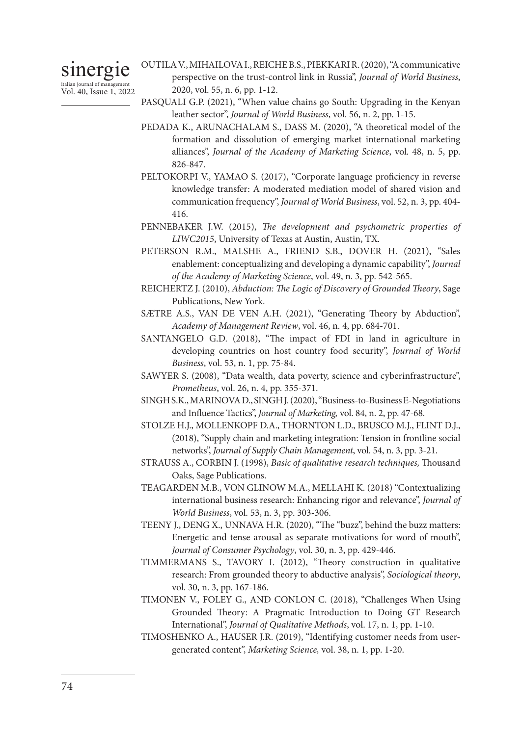OUTILA V., MIHAILOVA I., REICHE B.S., PIEKKARI R. (2020), "A communicative perspective on the trust-control link in Russia", *Journal of World Business*, 2020, vol. 55, n. 6, pp. 1-12.

PASQUALI G.P. (2021), "When value chains go South: Upgrading in the Kenyan leather sector", *Journal of World Business*, vol. 56, n. 2, pp. 1-15.

PEDADA K., ARUNACHALAM S., DASS M. (2020), "A theoretical model of the formation and dissolution of emerging market international marketing alliances", *Journal of the Academy of Marketing Science*, vol. 48, n. 5, pp. 826-847.

PELTOKORPI V., YAMAO S. (2017), "Corporate language proficiency in reverse knowledge transfer: A moderated mediation model of shared vision and communication frequency", *Journal of World Business*, vol. 52, n. 3, pp. 404-416.

PENNEBAKER J.W. (2015), *The development and psychometric properties of LIWC2015*, University of Texas at Austin, Austin, TX.

PETERSON R.M., MALSHE A., FRIEND S.B., DOVER H. (2021), "Sales enablement: conceptualizing and developing a dynamic capability", *Journal of the Academy of Marketing Science*, vol. 49, n. 3, pp. 542-565.

REICHERTZ J. (2010), *Abduction: The Logic of Discovery of Grounded Theory*, Sage Publications, New York.

SÆTRE A.S., VAN DE VEN A.H. (2021), "Generating Theory by Abduction", *Academy of Management Review*, vol. 46, n. 4, pp. 684-701.

SANTANGELO G.D. (2018), "The impact of FDI in land in agriculture in developing countries on host country food security", *Journal of World Business*, vol. 53, n. 1, pp. 75-84.

SAWYER S. (2008), "Data wealth, data poverty, science and cyberinfrastructure", *Prometheus*, vol. 26, n. 4, pp. 355-371.

SINGH S.K., MARINOVA D., SINGH J. (2020), "Business-to-Business E-Negotiations and Influence Tactics", *Journal of Marketing,* vol. 84, n. 2, pp. 47-68.

STOLZE H.J., MOLLENKOPF D.A., THORNTON L.D., BRUSCO M.J., FLINT D.J., (2018), "Supply chain and marketing integration: Tension in frontline social networks", *Journal of Supply Chain Management*, vol. 54, n. 3, pp. 3-21.

STRAUSS A., CORBIN J. (1998), *Basic of qualitative research techniques,* Thousand Oaks, Sage Publications.

TEAGARDEN M.B., VON GLINOW M.A., MELLAHI K. (2018) "Contextualizing international business research: Enhancing rigor and relevance", *Journal of World Business*, vol. 53, n. 3, pp. 303-306.

TEENY J., DENG X., UNNAVA H.R. (2020), "The "buzz", behind the buzz matters: Energetic and tense arousal as separate motivations for word of mouth", *Journal of Consumer Psychology*, vol. 30, n. 3, pp. 429-446.

TIMMERMANS S., TAVORY I. (2012), "Theory construction in qualitative research: From grounded theory to abductive analysis", *Sociological theory*, vol. 30, n. 3, pp. 167-186.

TIMONEN V., FOLEY G., AND CONLON C. (2018), "Challenges When Using Grounded Theory: A Pragmatic Introduction to Doing GT Research International", *Journal of Qualitative Methods*, vol. 17, n. 1, pp. 1-10.

TIMOSHENKO A., HAUSER J.R. (2019), "Identifying customer needs from user-generated content", *Marketing Science,* vol. 38, n. 1, pp. 1-20.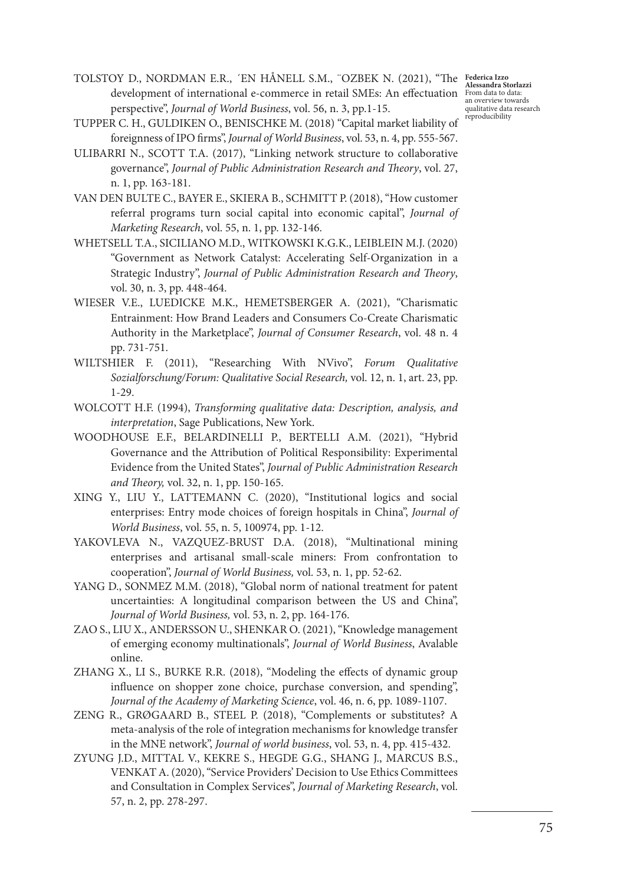TOLSTOY D., NORDMAN E.R., ´EN HÅNELL S.M., ¨OZBEK N. (2021), "The development of international e-commerce in retail SMEs: An effectuation perspective", *Journal of World Business*, vol. 56, n. 3, pp.1-15.

TUPPER C. H., GULDIKEN O., BENISCHKE M. (2018) "Capital market liability of foreignness of IPO firms", *Journal of World Business*, vol. 53, n. 4, pp. 555-567.

ULIBARRI N., SCOTT T.A. (2017), "Linking network structure to collaborative governance", *Journal of Public Administration Research and Theory*, vol. 27, n. 1, pp. 163-181.

VAN DEN BULTE C., BAYER E., SKIERA B., SCHMITT P. (2018), "How customer referral programs turn social capital into economic capital", *Journal of Marketing Research*, vol. 55, n. 1, pp. 132-146.

WHETSELL T.A., SICILIANO M.D., WITKOWSKI K.G.K., LEIBLEIN M.J. (2020) "Government as Network Catalyst: Accelerating Self-Organization in a Strategic Industry", *Journal of Public Administration Research and Theory*, vol. 30, n. 3, pp. 448-464.

WIESER V.E., LUEDICKE M.K., HEMETSBERGER A. (2021), "Charismatic Entrainment: How Brand Leaders and Consumers Co-Create Charismatic Authority in the Marketplace", *Journal of Consumer Research*, vol. 48 n. 4 pp. 731-751.

WILTSHIER F. (2011), "Researching With NVivo", *Forum Qualitative Sozialforschung/Forum: Qualitative Social Research,* vol. 12, n. 1, art. 23, pp. 1-29.

WOLCOTT H.F. (1994), *Transforming qualitative data: Description, analysis, and interpretation*, Sage Publications, New York.

WOODHOUSE E.F., BELARDINELLI P., BERTELLI A.M. (2021), "Hybrid Governance and the Attribution of Political Responsibility: Experimental Evidence from the United States", *Journal of Public Administration Research and Theory,* vol. 32, n. 1, pp. 150-165.

XING Y., LIU Y., LATTEMANN C. (2020), "Institutional logics and social enterprises: Entry mode choices of foreign hospitals in China", *Journal of World Business*, vol. 55, n. 5, 100974, pp. 1-12.

YAKOVLEVA N., VAZQUEZ-BRUST D.A. (2018), "Multinational mining enterprises and artisanal small-scale miners: From confrontation to cooperation", *Journal of World Business,* vol. 53, n. 1, pp. 52-62.

YANG D., SONMEZ M.M. (2018), "Global norm of national treatment for patent uncertainties: A longitudinal comparison between the US and China", *Journal of World Business,* vol. 53, n. 2, pp. 164-176.

ZAO S., LIU X., ANDERSSON U., SHENKAR O. (2021), "Knowledge management of emerging economy multinationals", *Journal of World Business*, Avalable online.

ZHANG X., LI S., BURKE R.R. (2018), "Modeling the effects of dynamic group influence on shopper zone choice, purchase conversion, and spending", *Journal of the Academy of Marketing Science*, vol. 46, n. 6, pp. 1089-1107.

ZENG R., GRØGAARD B., STEEL P. (2018), "Complements or substitutes? A meta-analysis of the role of integration mechanisms for knowledge transfer in the MNE network", *Journal of world business*, vol. 53, n. 4, pp. 415-432.

ZYUNG J.D., MITTAL V., KEKRE S., HEGDE G.G., SHANG J., MARCUS B.S., VENKAT A. (2020), "Service Providers' Decision to Use Ethics Committees and Consultation in Complex Services", *Journal of Marketing Research*, vol. 57, n. 2, pp. 278-297.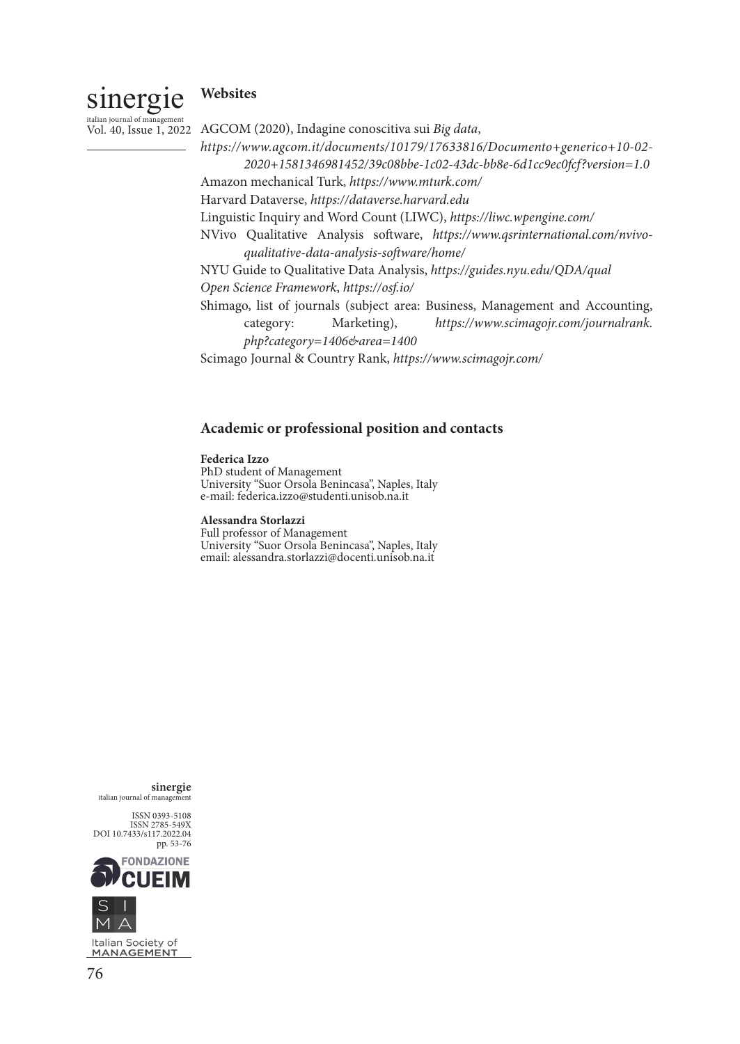## Websites

AGCOM (2020), Indagine conoscitiva sui *Big data*, *https://www.agcom.it/documents/10179/17633816/Documento+generico+10-02-2020+1581346981452/39c08bbe-1c02-43dc-bb8e-6d1cc9ec0fcf?version=1.0*

Amazon mechanical Turk, *https://www.mturk.com/*

Harvard Dataverse, *https://dataverse.harvard.edu*

Linguistic Inquiry and Word Count (LIWC), *https://liwc.wpengine.com/*

NVivo Qualitative Analysis software, *https://www.qsrinternational.com/nvivo-qualitative-data-analysis-software/home/*

NYU Guide to Qualitative Data Analysis, *https://guides.nyu.edu/QDA/qual*

*Open Science Framework*, *https://osf.io/*

Shimago, list of journals (subject area: Business, Management and Accounting, category: Marketing), *https://www.scimagojr.com/journalrank.php?category=1406&area=1400*

Scimago Journal & Country Rank, *https://www.scimagojr.com/*

## Academic or professional position and contacts

**Federica Izzo**
PhD student of Management
University "Suor Orsola Benincasa", Naples, Italy
e-mail: federica.izzo@studenti.unisob.na.it

**Alessandra Storlazzi**
Full professor of Management
University "Suor Orsola Benincasa", Naples, Italy
email: alessandra.storlazzi@docenti.unisob.na.it

**sinergie**
italian journal of management

ISSN 0393-5108
ISSN 2785-549X
DOI 10.7433/s117.2022.04
pp. 53-76